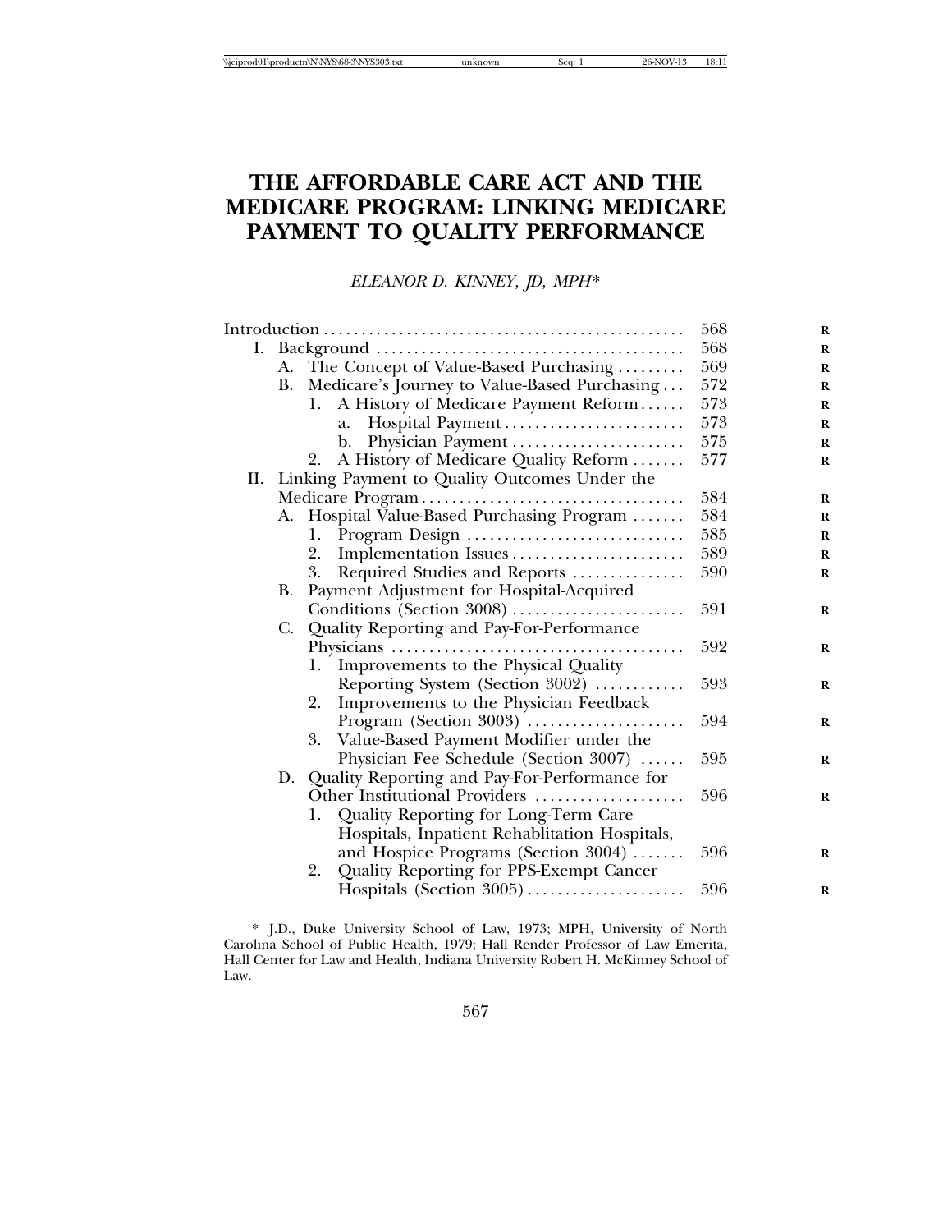# THE AFFORDABLE CARE ACT AND THE MEDICARE PROGRAM: LINKING MEDICARE PAYMENT TO QUALITY PERFORMANCE

*ELEANOR D. KINNEY, JD, MPH**

| | |
|---|---|
| Introduction | 568 |
| I. Background | 568 |
| A. The Concept of Value-Based Purchasing | 569 |
| B. Medicare's Journey to Value-Based Purchasing | 572 |
| 1. A History of Medicare Payment Reform | 573 |
| a. Hospital Payment | 573 |
| b. Physician Payment | 575 |
| 2. A History of Medicare Quality Reform | 577 |
| II. Linking Payment to Quality Outcomes Under the Medicare Program | 584 |
| A. Hospital Value-Based Purchasing Program | 584 |
| 1. Program Design | 585 |
| 2. Implementation Issues | 589 |
| 3. Required Studies and Reports | 590 |
| B. Payment Adjustment for Hospital-Acquired Conditions (Section 3008) | 591 |
| C. Quality Reporting and Pay-For-Performance Physicians | 592 |
| 1. Improvements to the Physical Quality Reporting System (Section 3002) | 593 |
| 2. Improvements to the Physician Feedback Program (Section 3003) | 594 |
| 3. Value-Based Payment Modifier under the Physician Fee Schedule (Section 3007) | 595 |
| D. Quality Reporting and Pay-For-Performance for Other Institutional Providers | 596 |
| 1. Quality Reporting for Long-Term Care Hospitals, Inpatient Rehablitation Hospitals, and Hospice Programs (Section 3004) | 596 |
| 2. Quality Reporting for PPS-Exempt Cancer Hospitals (Section 3005) | 596 |

\* J.D., Duke University School of Law, 1973; MPH, University of North Carolina School of Public Health, 1979; Hall Render Professor of Law Emerita, Hall Center for Law and Health, Indiana University Robert H. McKinney School of Law.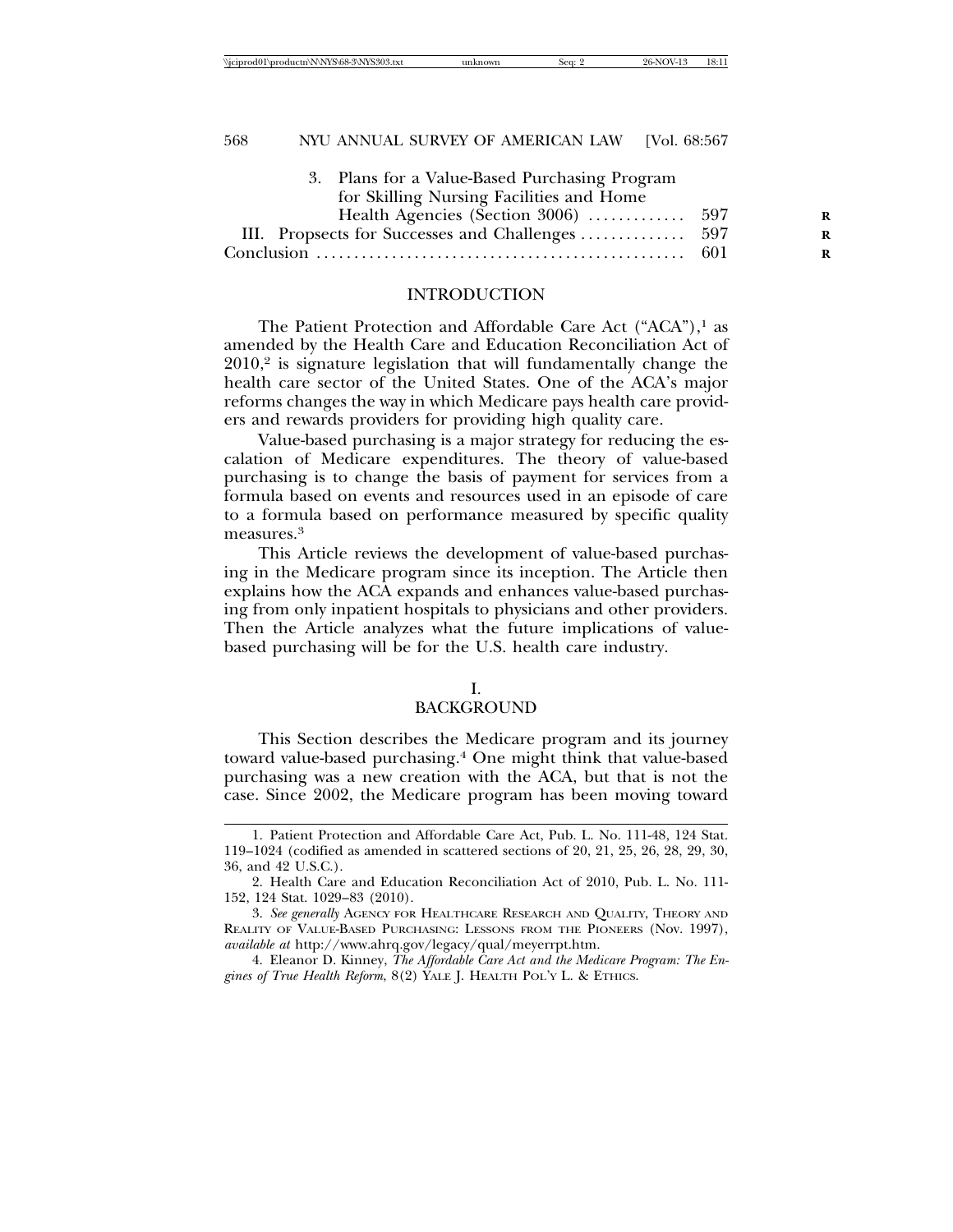3. Plans for a Value-Based Purchasing Program for Skilling Nursing Facilities and Home Health Agencies (Section 3006) ............ 597

III. Propsects for Successes and Challenges ............ 597

Conclusion ............ 601

## INTRODUCTION

The Patient Protection and Affordable Care Act ("ACA"),[1] as amended by the Health Care and Education Reconciliation Act of 2010,[2] is signature legislation that will fundamentally change the health care sector of the United States. One of the ACA's major reforms changes the way in which Medicare pays health care providers and rewards providers for providing high quality care.

Value-based purchasing is a major strategy for reducing the escalation of Medicare expenditures. The theory of value-based purchasing is to change the basis of payment for services from a formula based on events and resources used in an episode of care to a formula based on performance measured by specific quality measures.[3]

This Article reviews the development of value-based purchasing in the Medicare program since its inception. The Article then explains how the ACA expands and enhances value-based purchasing from only inpatient hospitals to physicians and other providers. Then the Article analyzes what the future implications of value-based purchasing will be for the U.S. health care industry.

## I. BACKGROUND

This Section describes the Medicare program and its journey toward value-based purchasing.[4] One might think that value-based purchasing was a new creation with the ACA, but that is not the case. Since 2002, the Medicare program has been moving toward

---

1. Patient Protection and Affordable Care Act, Pub. L. No. 111-48, 124 Stat. 119–1024 (codified as amended in scattered sections of 20, 21, 25, 26, 28, 29, 30, 36, and 42 U.S.C.).

2. Health Care and Education Reconciliation Act of 2010, Pub. L. No. 111-152, 124 Stat. 1029–83 (2010).

3. *See generally* AGENCY FOR HEALTHCARE RESEARCH AND QUALITY, THEORY AND REALITY OF VALUE-BASED PURCHASING: LESSONS FROM THE PIONEERS (Nov. 1997), *available at* http://www.ahrq.gov/legacy/qual/meyerrpt.htm.

4. Eleanor D. Kinney, *The Affordable Care Act and the Medicare Program: The Engines of True Health Reform*, 8(2) YALE J. HEALTH POL'Y L. & ETHICS.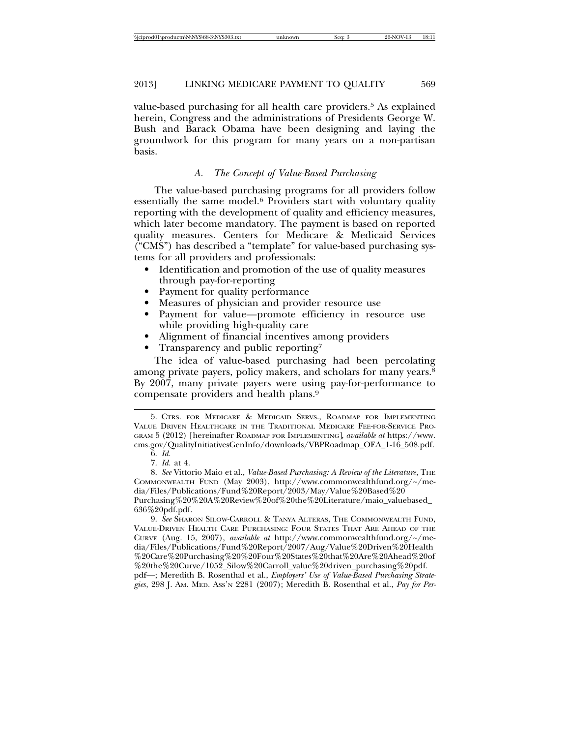value-based purchasing for all health care providers.[5] As explained herein, Congress and the administrations of Presidents George W. Bush and Barack Obama have been designing and laying the groundwork for this program for many years on a non-partisan basis.

### *A. The Concept of Value-Based Purchasing*

The value-based purchasing programs for all providers follow essentially the same model.[6] Providers start with voluntary quality reporting with the development of quality and efficiency measures, which later become mandatory. The payment is based on reported quality measures. Centers for Medicare & Medicaid Services ("CMS") has described a "template" for value-based purchasing systems for all providers and professionals:

- Identification and promotion of the use of quality measures through pay-for-reporting
- Payment for quality performance
- Measures of physician and provider resource use
- Payment for value—promote efficiency in resource use while providing high-quality care
- Alignment of financial incentives among providers
- Transparency and public reporting[7]

The idea of value-based purchasing had been percolating among private payers, policy makers, and scholars for many years.[8] By 2007, many private payers were using pay-for-performance to compensate providers and health plans.[9]

---

5. CTRS. FOR MEDICARE & MEDICAID SERVS., ROADMAP FOR IMPLEMENTING VALUE DRIVEN HEALTHCARE IN THE TRADITIONAL MEDICARE FEE-FOR-SERVICE PROGRAM 5 (2012) [hereinafter ROADMAP FOR IMPLEMENTING], *available at* https://www.cms.gov/QualityInitiativesGenInfo/downloads/VBPRoadmap_OEA_1-16_508.pdf.

6. *Id.*

7. *Id.* at 4.

8. *See* Vittorio Maio et al., *Value-Based Purchasing: A Review of the Literature*, THE COMMONWEALTH FUND (May 2003), http://www.commonwealthfund.org/~/media/Files/Publications/Fund%20Report/2003/May/Value%20Based%20Purchasing%20%20A%20Review%20of%20the%20Literature/maio_valuebased_636%20pdf.pdf.

9. *See* SHARON SILOW-CARROLL & TANYA ALTERAS, THE COMMONWEALTH FUND, VALUE-DRIVEN HEALTH CARE PURCHASING: FOUR STATES THAT ARE AHEAD OF THE CURVE (Aug. 15, 2007), *available at* http://www.commonwealthfund.org/~/media/Files/Publications/Fund%20Report/2007/Aug/Value%20Driven%20Health%20Care%20Purchasing%20%20Four%20States%20that%20Are%20Ahead%20of%20the%20Curve/1052_Silow%20Carroll_value%20driven_purchasing%20pdf.pdf—; Meredith B. Rosenthal et al., *Employers' Use of Value-Based Purchasing Strategies*, 298 J. AM. MED. ASS'N 2281 (2007); Meredith B. Rosenthal et al., *Pay for Per-*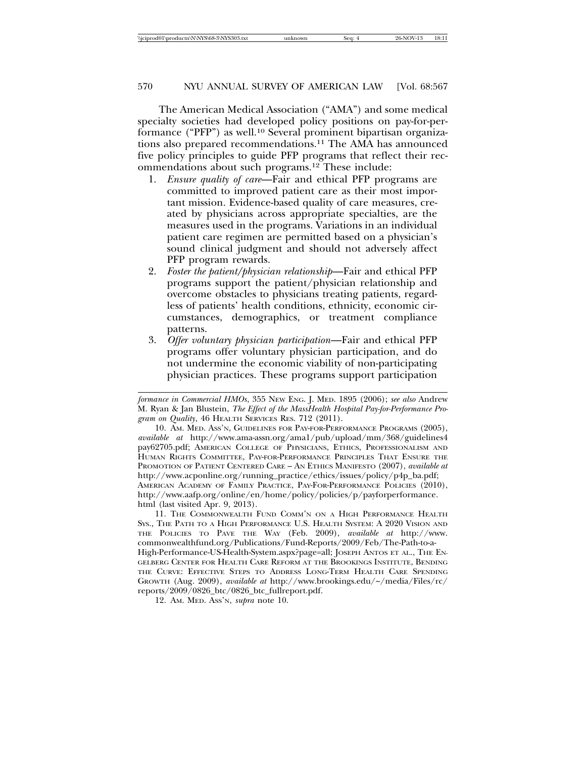The American Medical Association ("AMA") and some medical specialty societies had developed policy positions on pay-for-performance ("PFP") as well.[10] Several prominent bipartisan organizations also prepared recommendations.[11] The AMA has announced five policy principles to guide PFP programs that reflect their recommendations about such programs.[12] These include:

1. *Ensure quality of care*—Fair and ethical PFP programs are committed to improved patient care as their most important mission. Evidence-based quality of care measures, created by physicians across appropriate specialties, are the measures used in the programs. Variations in an individual patient care regimen are permitted based on a physician's sound clinical judgment and should not adversely affect PFP program rewards.
2. *Foster the patient/physician relationship*—Fair and ethical PFP programs support the patient/physician relationship and overcome obstacles to physicians treating patients, regardless of patients' health conditions, ethnicity, economic circumstances, demographics, or treatment compliance patterns.
3. *Offer voluntary physician participation*—Fair and ethical PFP programs offer voluntary physician participation, and do not undermine the economic viability of non-participating physician practices. These programs support participation

---

*formance in Commercial HMOs*, 355 NEW ENG. J. MED. 1895 (2006); *see also* Andrew M. Ryan & Jan Blustein, *The Effect of the MassHealth Hospital Pay-for-Performance Program on Quality*, 46 HEALTH SERVICES RES. 712 (2011).

10. AM. MED. ASS'N, GUIDELINES FOR PAY-FOR-PERFORMANCE PROGRAMS (2005), *available at* http://www.ama-assn.org/ama1/pub/upload/mm/368/guidelines4pay62705.pdf; AMERICAN COLLEGE OF PHYSICIANS, ETHICS, PROFESSIONALISM AND HUMAN RIGHTS COMMITTEE, PAY-FOR-PERFORMANCE PRINCIPLES THAT ENSURE THE PROMOTION OF PATIENT CENTERED CARE – AN ETHICS MANIFESTO (2007), *available at* http://www.acponline.org/running_practice/ethics/issues/policy/p4p_ba.pdf; AMERICAN ACADEMY OF FAMILY PRACTICE, PAY-FOR-PERFORMANCE POLICIES (2010), http://www.aafp.org/online/en/home/policy/policies/p/payforperformance.html (last visited Apr. 9, 2013).

11. THE COMMONWEALTH FUND COMM'N ON A HIGH PERFORMANCE HEALTH SYS., THE PATH TO A HIGH PERFORMANCE U.S. HEALTH SYSTEM: A 2020 VISION AND THE POLICIES TO PAVE THE WAY (Feb. 2009), *available at* http://www.commonwealthfund.org/Publications/Fund-Reports/2009/Feb/The-Path-to-a-High-Performance-US-Health-System.aspx?page=all; JOSEPH ANTOS ET AL., THE ENGELBERG CENTER FOR HEALTH CARE REFORM AT THE BROOKINGS INSTITUTE, BENDING THE CURVE: EFFECTIVE STEPS TO ADDRESS LONG-TERM HEALTH CARE SPENDING GROWTH (Aug. 2009), *available at* http://www.brookings.edu/~/media/Files/rc/reports/2009/0826_btc/0826_btc_fullreport.pdf.

12. AM. MED. ASS'N, *supra* note 10.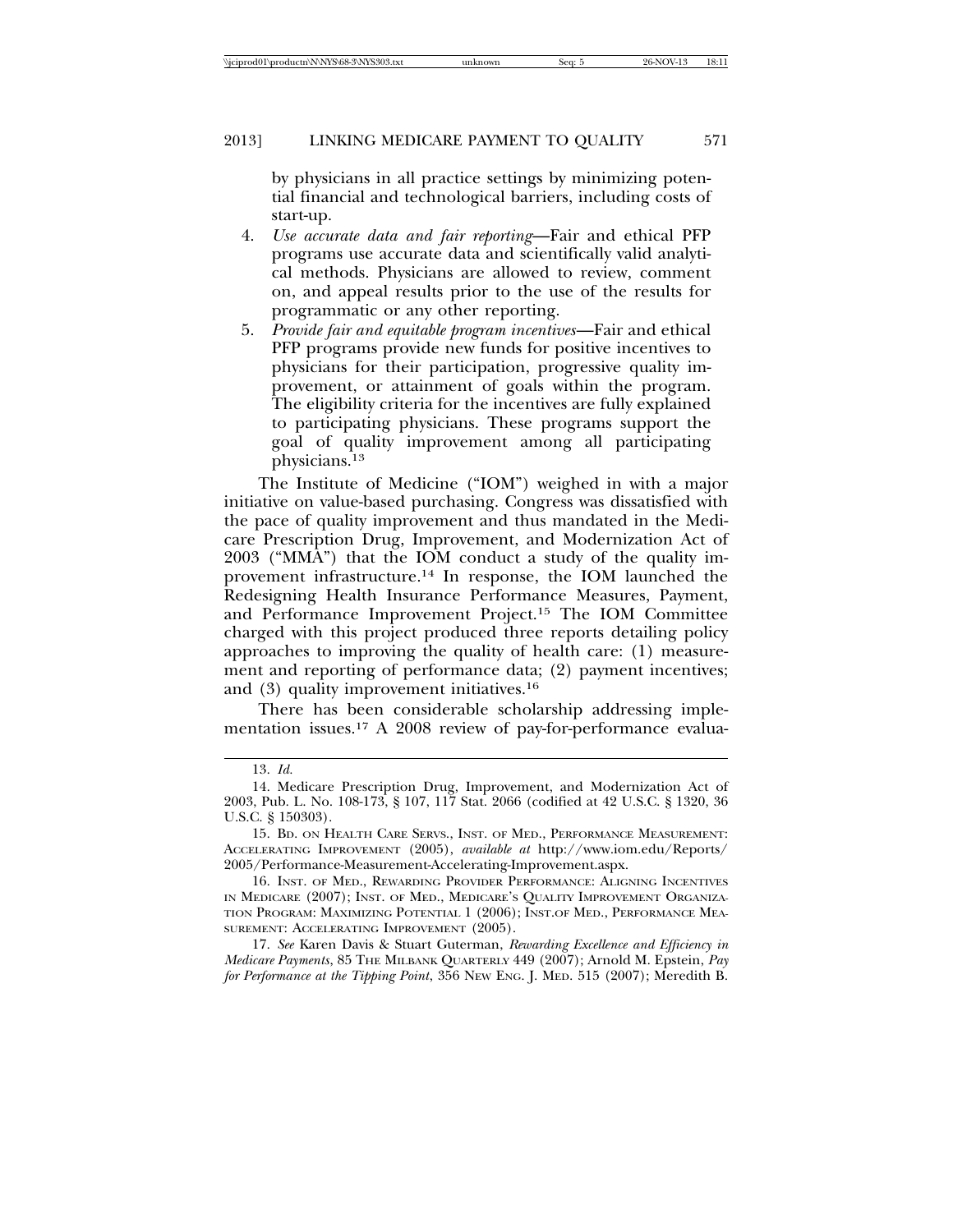by physicians in all practice settings by minimizing potential financial and technological barriers, including costs of start-up.

4. *Use accurate data and fair reporting*—Fair and ethical PFP programs use accurate data and scientifically valid analytical methods. Physicians are allowed to review, comment on, and appeal results prior to the use of the results for programmatic or any other reporting.
5. *Provide fair and equitable program incentives*—Fair and ethical PFP programs provide new funds for positive incentives to physicians for their participation, progressive quality improvement, or attainment of goals within the program. The eligibility criteria for the incentives are fully explained to participating physicians. These programs support the goal of quality improvement among all participating physicians.[13]

The Institute of Medicine ("IOM") weighed in with a major initiative on value-based purchasing. Congress was dissatisfied with the pace of quality improvement and thus mandated in the Medicare Prescription Drug, Improvement, and Modernization Act of 2003 ("MMA") that the IOM conduct a study of the quality improvement infrastructure.[14] In response, the IOM launched the Redesigning Health Insurance Performance Measures, Payment, and Performance Improvement Project.[15] The IOM Committee charged with this project produced three reports detailing policy approaches to improving the quality of health care: (1) measurement and reporting of performance data; (2) payment incentives; and (3) quality improvement initiatives.[16]

There has been considerable scholarship addressing implementation issues.[17] A 2008 review of pay-for-performance evalua-

---

13. *Id.*

14. Medicare Prescription Drug, Improvement, and Modernization Act of 2003, Pub. L. No. 108-173, § 107, 117 Stat. 2066 (codified at 42 U.S.C. § 1320, 36 U.S.C. § 150303).

15. BD. ON HEALTH CARE SERVS., INST. OF MED., PERFORMANCE MEASUREMENT: ACCELERATING IMPROVEMENT (2005), *available at* http://www.iom.edu/Reports/2005/Performance-Measurement-Accelerating-Improvement.aspx.

16. INST. OF MED., REWARDING PROVIDER PERFORMANCE: ALIGNING INCENTIVES IN MEDICARE (2007); INST. OF MED., MEDICARE'S QUALITY IMPROVEMENT ORGANIZATION PROGRAM: MAXIMIZING POTENTIAL 1 (2006); INST.OF MED., PERFORMANCE MEASUREMENT: ACCELERATING IMPROVEMENT (2005).

17. *See* Karen Davis & Stuart Guterman, *Rewarding Excellence and Efficiency in Medicare Payments*, 85 THE MILBANK QUARTERLY 449 (2007); Arnold M. Epstein, *Pay for Performance at the Tipping Point*, 356 NEW ENG. J. MED. 515 (2007); Meredith B.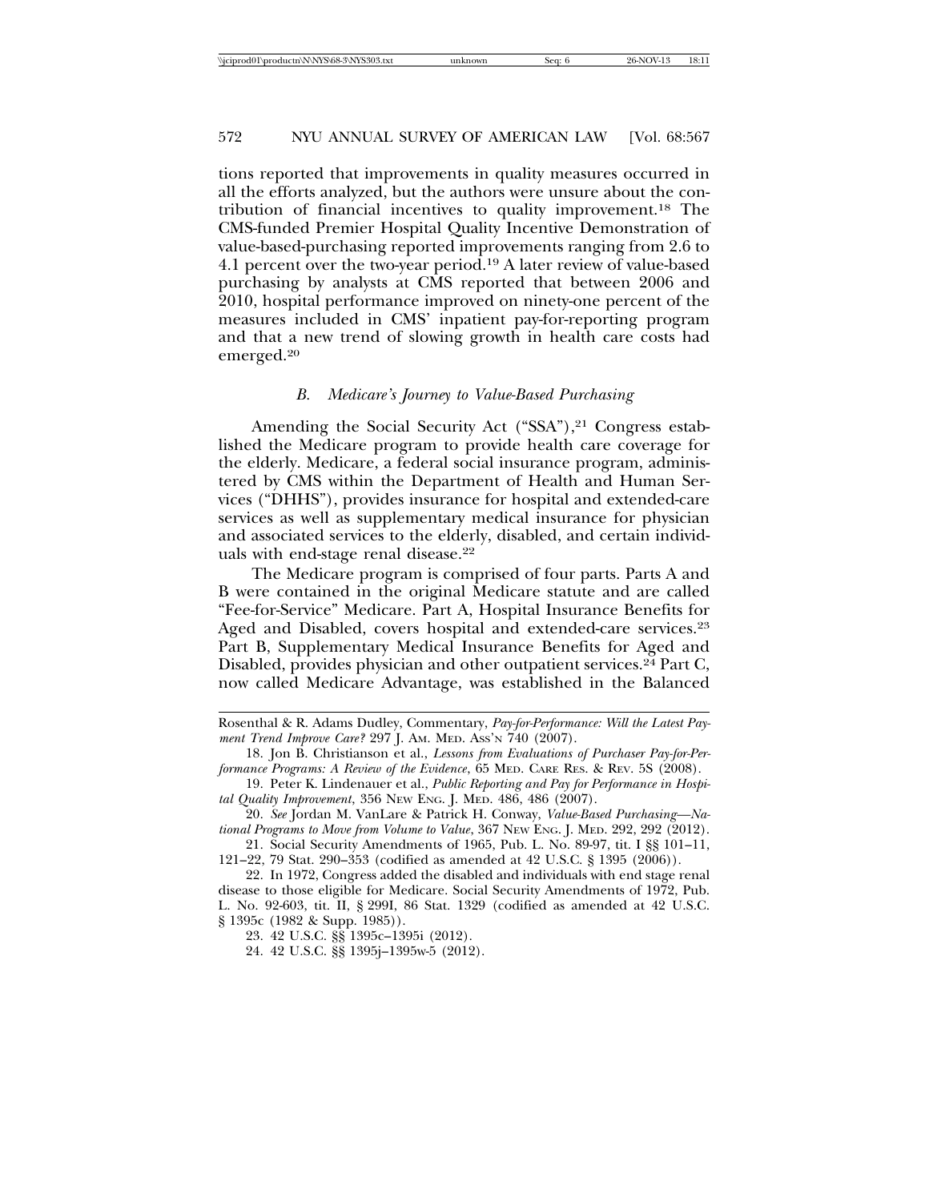tions reported that improvements in quality measures occurred in all the efforts analyzed, but the authors were unsure about the contribution of financial incentives to quality improvement.[18] The CMS-funded Premier Hospital Quality Incentive Demonstration of value-based-purchasing reported improvements ranging from 2.6 to 4.1 percent over the two-year period.[19] A later review of value-based purchasing by analysts at CMS reported that between 2006 and 2010, hospital performance improved on ninety-one percent of the measures included in CMS' inpatient pay-for-reporting program and that a new trend of slowing growth in health care costs had emerged.[20]

### *B. Medicare's Journey to Value-Based Purchasing*

Amending the Social Security Act ("SSA"),[21] Congress established the Medicare program to provide health care coverage for the elderly. Medicare, a federal social insurance program, administered by CMS within the Department of Health and Human Services ("DHHS"), provides insurance for hospital and extended-care services as well as supplementary medical insurance for physician and associated services to the elderly, disabled, and certain individuals with end-stage renal disease.[22]

The Medicare program is comprised of four parts. Parts A and B were contained in the original Medicare statute and are called "Fee-for-Service" Medicare. Part A, Hospital Insurance Benefits for Aged and Disabled, covers hospital and extended-care services.[23] Part B, Supplementary Medical Insurance Benefits for Aged and Disabled, provides physician and other outpatient services.[24] Part C, now called Medicare Advantage, was established in the Balanced

---

Rosenthal & R. Adams Dudley, Commentary, *Pay-for-Performance: Will the Latest Payment Trend Improve Care?* 297 J. AM. MED. ASS'N 740 (2007).

18. Jon B. Christianson et al., *Lessons from Evaluations of Purchaser Pay-for-Performance Programs: A Review of the Evidence*, 65 MED. CARE RES. & REV. 5S (2008).

19. Peter K. Lindenauer et al., *Public Reporting and Pay for Performance in Hospital Quality Improvement*, 356 NEW ENG. J. MED. 486, 486 (2007).

20. *See* Jordan M. VanLare & Patrick H. Conway, *Value-Based Purchasing—National Programs to Move from Volume to Value*, 367 NEW ENG. J. MED. 292, 292 (2012).

21. Social Security Amendments of 1965, Pub. L. No. 89-97, tit. I §§ 101–11, 121–22, 79 Stat. 290–353 (codified as amended at 42 U.S.C. § 1395 (2006)).

22. In 1972, Congress added the disabled and individuals with end stage renal disease to those eligible for Medicare. Social Security Amendments of 1972, Pub. L. No. 92-603, tit. II, § 299I, 86 Stat. 1329 (codified as amended at 42 U.S.C. § 1395c (1982 & Supp. 1985)).

23. 42 U.S.C. §§ 1395c–1395i (2012).

24. 42 U.S.C. §§ 1395j–1395w-5 (2012).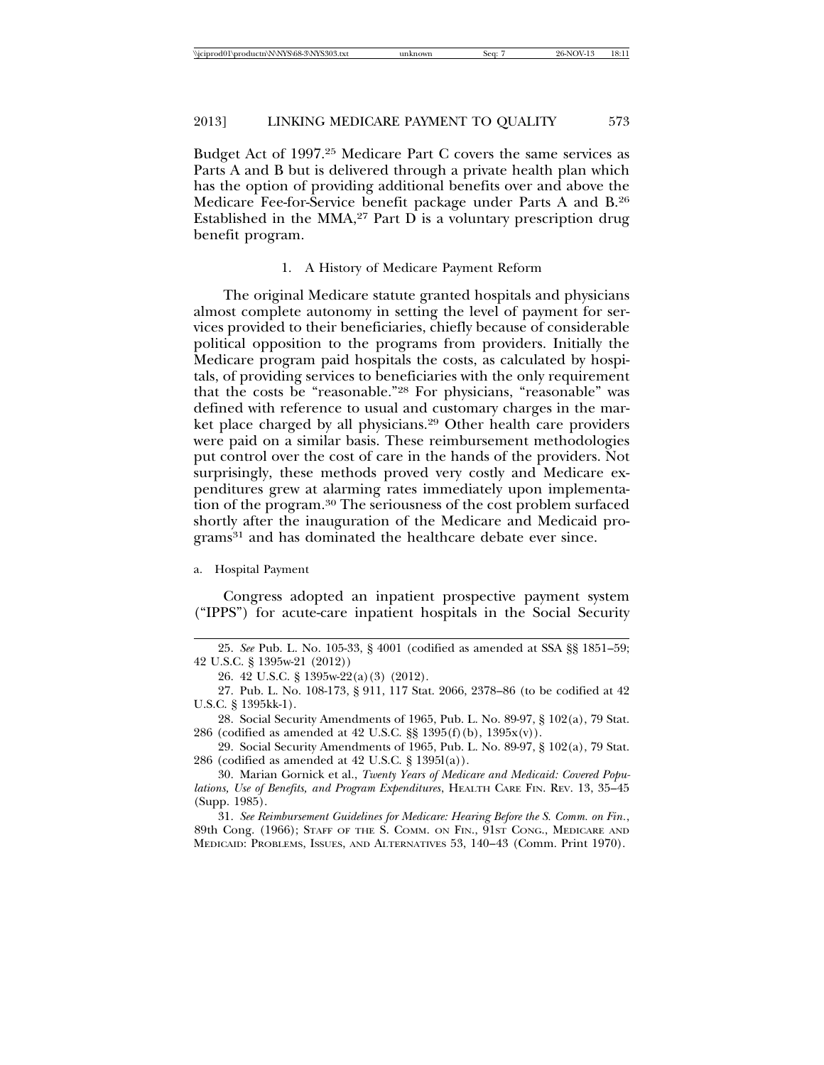Budget Act of 1997.[25] Medicare Part C covers the same services as Parts A and B but is delivered through a private health plan which has the option of providing additional benefits over and above the Medicare Fee-for-Service benefit package under Parts A and B.[26] Established in the MMA,[27] Part D is a voluntary prescription drug benefit program.

### 1. A History of Medicare Payment Reform

The original Medicare statute granted hospitals and physicians almost complete autonomy in setting the level of payment for services provided to their beneficiaries, chiefly because of considerable political opposition to the programs from providers. Initially the Medicare program paid hospitals the costs, as calculated by hospitals, of providing services to beneficiaries with the only requirement that the costs be "reasonable."[28] For physicians, "reasonable" was defined with reference to usual and customary charges in the market place charged by all physicians.[29] Other health care providers were paid on a similar basis. These reimbursement methodologies put control over the cost of care in the hands of the providers. Not surprisingly, these methods proved very costly and Medicare expenditures grew at alarming rates immediately upon implementation of the program.[30] The seriousness of the cost problem surfaced shortly after the inauguration of the Medicare and Medicaid programs[31] and has dominated the healthcare debate ever since.

#### a. Hospital Payment

Congress adopted an inpatient prospective payment system ("IPPS") for acute-care inpatient hospitals in the Social Security

---

25. *See* Pub. L. No. 105-33, § 4001 (codified as amended at SSA §§ 1851–59; 42 U.S.C. § 1395w-21 (2012))

26. 42 U.S.C. § 1395w-22(a)(3) (2012).

27. Pub. L. No. 108-173, § 911, 117 Stat. 2066, 2378–86 (to be codified at 42 U.S.C. § 1395kk-1).

28. Social Security Amendments of 1965, Pub. L. No. 89-97, § 102(a), 79 Stat. 286 (codified as amended at 42 U.S.C. §§ 1395(f)(b), 1395x(v)).

29. Social Security Amendments of 1965, Pub. L. No. 89-97, § 102(a), 79 Stat. 286 (codified as amended at 42 U.S.C. § 1395l(a)).

30. Marian Gornick et al., *Twenty Years of Medicare and Medicaid: Covered Populations, Use of Benefits, and Program Expenditures*, HEALTH CARE FIN. REV. 13, 35–45 (Supp. 1985).

31. *See Reimbursement Guidelines for Medicare: Hearing Before the S. Comm. on Fin.*, 89th Cong. (1966); STAFF OF THE S. COMM. ON FIN., 91ST CONG., MEDICARE AND MEDICAID: PROBLEMS, ISSUES, AND ALTERNATIVES 53, 140–43 (Comm. Print 1970).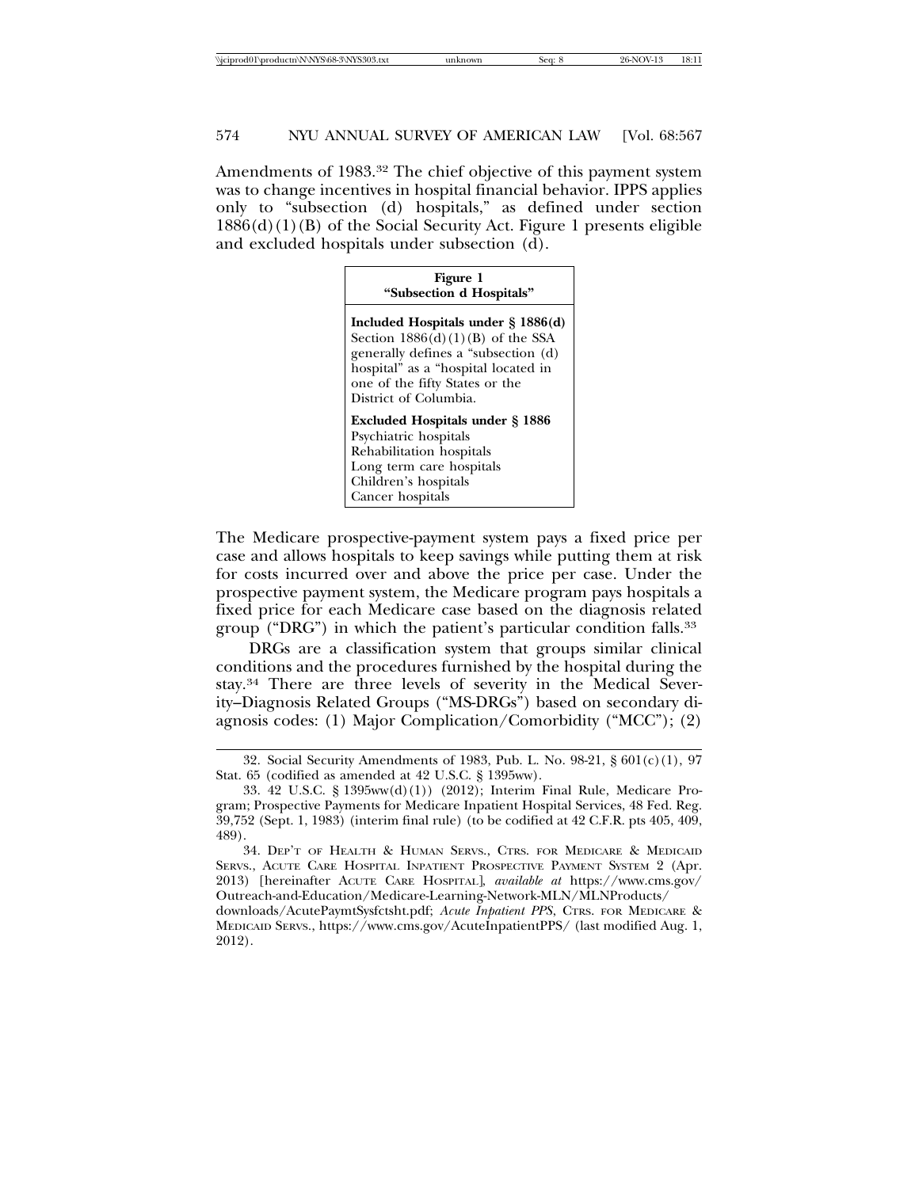Amendments of 1983.[32] The chief objective of this payment system was to change incentives in hospital financial behavior. IPPS applies only to "subsection (d) hospitals," as defined under section 1886(d)(1)(B) of the Social Security Act. Figure 1 presents eligible and excluded hospitals under subsection (d).

| **Figure 1**<br>**"Subsection d Hospitals"** |
|---|
| **Included Hospitals under § 1886(d)**<br>Section 1886(d)(1)(B) of the SSA generally defines a "subsection (d) hospital" as a "hospital located in one of the fifty States or the District of Columbia.<br><br>**Excluded Hospitals under § 1886**<br>Psychiatric hospitals<br>Rehabilitation hospitals<br>Long term care hospitals<br>Children's hospitals<br>Cancer hospitals |

The Medicare prospective-payment system pays a fixed price per case and allows hospitals to keep savings while putting them at risk for costs incurred over and above the price per case. Under the prospective payment system, the Medicare program pays hospitals a fixed price for each Medicare case based on the diagnosis related group ("DRG") in which the patient's particular condition falls.[33]

DRGs are a classification system that groups similar clinical conditions and the procedures furnished by the hospital during the stay.[34] There are three levels of severity in the Medical Severity–Diagnosis Related Groups ("MS-DRGs") based on secondary diagnosis codes: (1) Major Complication/Comorbidity ("MCC"); (2)

---

32. Social Security Amendments of 1983, Pub. L. No. 98-21, § 601(c)(1), 97 Stat. 65 (codified as amended at 42 U.S.C. § 1395ww).

33. 42 U.S.C. § 1395ww(d)(1)) (2012); Interim Final Rule, Medicare Program; Prospective Payments for Medicare Inpatient Hospital Services, 48 Fed. Reg. 39,752 (Sept. 1, 1983) (interim final rule) (to be codified at 42 C.F.R. pts 405, 409, 489).

34. DEP'T OF HEALTH & HUMAN SERVS., CTRS. FOR MEDICARE & MEDICAID SERVS., ACUTE CARE HOSPITAL INPATIENT PROSPECTIVE PAYMENT SYSTEM 2 (Apr. 2013) [hereinafter ACUTE CARE HOSPITAL], *available at* https://www.cms.gov/Outreach-and-Education/Medicare-Learning-Network-MLN/MLNProducts/downloads/AcutePaymtSysfctsht.pdf; *Acute Inpatient PPS*, CTRS. FOR MEDICARE & MEDICAID SERVS., https://www.cms.gov/AcuteInpatientPPS/ (last modified Aug. 1, 2012).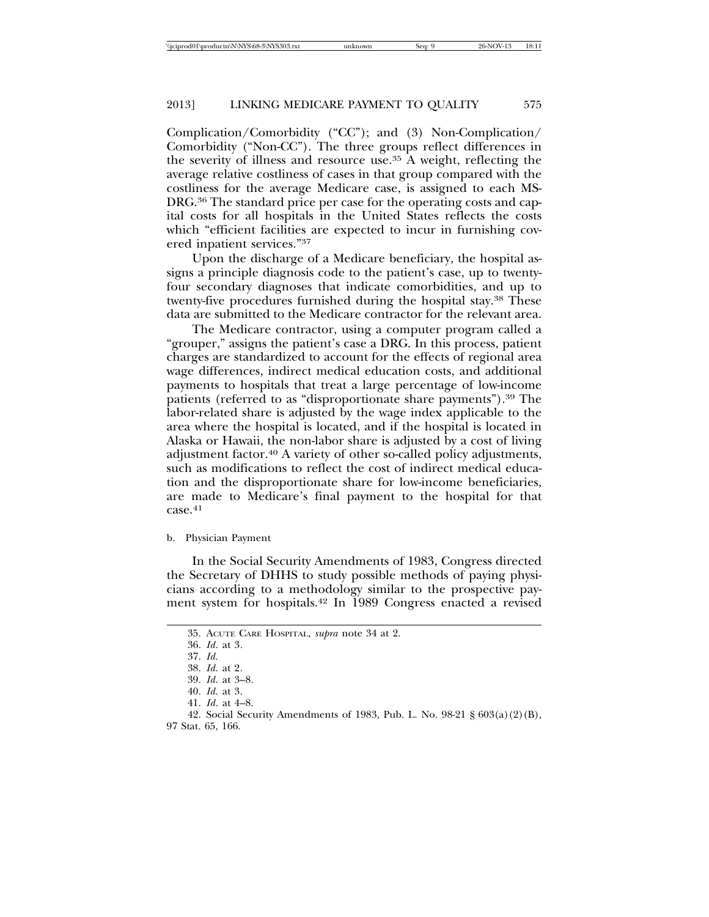Complication/Comorbidity ("CC"); and (3) Non-Complication/ Comorbidity ("Non-CC"). The three groups reflect differences in the severity of illness and resource use.[35] A weight, reflecting the average relative costliness of cases in that group compared with the costliness for the average Medicare case, is assigned to each MS-DRG.[36] The standard price per case for the operating costs and capital costs for all hospitals in the United States reflects the costs which "efficient facilities are expected to incur in furnishing covered inpatient services."[37]

Upon the discharge of a Medicare beneficiary, the hospital assigns a principle diagnosis code to the patient's case, up to twenty-four secondary diagnoses that indicate comorbidities, and up to twenty-five procedures furnished during the hospital stay.[38] These data are submitted to the Medicare contractor for the relevant area.

The Medicare contractor, using a computer program called a "grouper," assigns the patient's case a DRG. In this process, patient charges are standardized to account for the effects of regional area wage differences, indirect medical education costs, and additional payments to hospitals that treat a large percentage of low-income patients (referred to as "disproportionate share payments").[39] The labor-related share is adjusted by the wage index applicable to the area where the hospital is located, and if the hospital is located in Alaska or Hawaii, the non-labor share is adjusted by a cost of living adjustment factor.[40] A variety of other so-called policy adjustments, such as modifications to reflect the cost of indirect medical education and the disproportionate share for low-income beneficiaries, are made to Medicare's final payment to the hospital for that case.[41]

b. Physician Payment

In the Social Security Amendments of 1983, Congress directed the Secretary of DHHS to study possible methods of paying physicians according to a methodology similar to the prospective payment system for hospitals.[42] In 1989 Congress enacted a revised

---

35. ACUTE CARE HOSPITAL, *supra* note 34 at 2.

36. *Id.* at 3.

37. *Id.*

38. *Id.* at 2.

39. *Id.* at 3–8.

40. *Id.* at 3.

41. *Id.* at 4–8.

42. Social Security Amendments of 1983, Pub. L. No. 98-21 § 603(a)(2)(B), 97 Stat. 65, 166.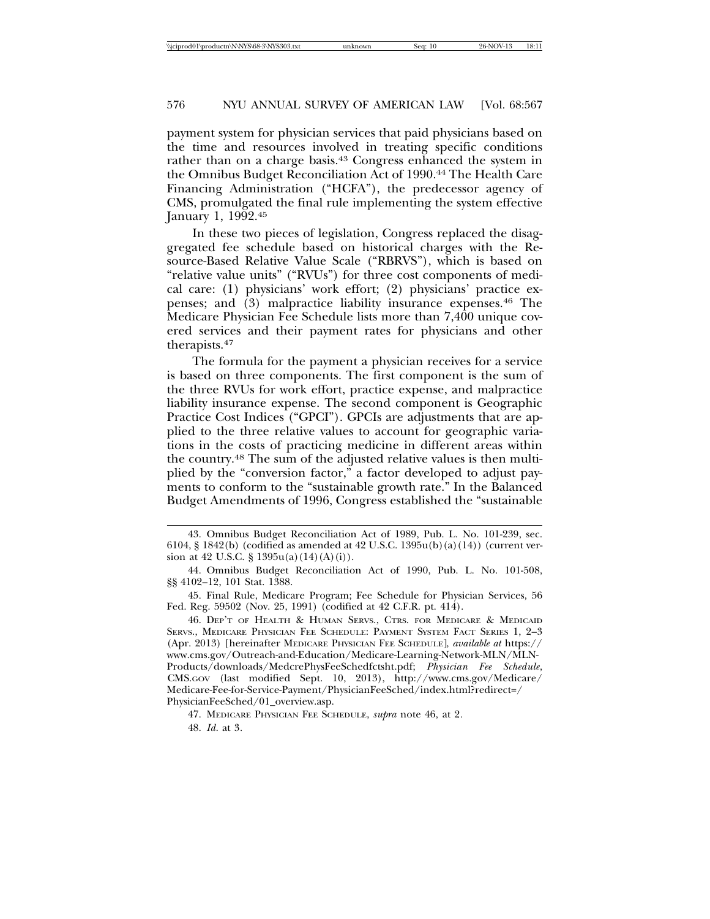payment system for physician services that paid physicians based on the time and resources involved in treating specific conditions rather than on a charge basis.[43] Congress enhanced the system in the Omnibus Budget Reconciliation Act of 1990.[44] The Health Care Financing Administration ("HCFA"), the predecessor agency of CMS, promulgated the final rule implementing the system effective January 1, 1992.[45]

In these two pieces of legislation, Congress replaced the disaggregated fee schedule based on historical charges with the Resource-Based Relative Value Scale ("RBRVS"), which is based on "relative value units" ("RVUs") for three cost components of medical care: (1) physicians' work effort; (2) physicians' practice expenses; and (3) malpractice liability insurance expenses.[46] The Medicare Physician Fee Schedule lists more than 7,400 unique covered services and their payment rates for physicians and other therapists.[47]

The formula for the payment a physician receives for a service is based on three components. The first component is the sum of the three RVUs for work effort, practice expense, and malpractice liability insurance expense. The second component is Geographic Practice Cost Indices ("GPCI"). GPCIs are adjustments that are applied to the three relative values to account for geographic variations in the costs of practicing medicine in different areas within the country.[48] The sum of the adjusted relative values is then multiplied by the "conversion factor," a factor developed to adjust payments to conform to the "sustainable growth rate." In the Balanced Budget Amendments of 1996, Congress established the "sustainable

---

43. Omnibus Budget Reconciliation Act of 1989, Pub. L. No. 101-239, sec. 6104, § 1842(b) (codified as amended at 42 U.S.C. 1395u(b)(a)(14)) (current version at 42 U.S.C. § 1395u(a)(14)(A)(i)).

44. Omnibus Budget Reconciliation Act of 1990, Pub. L. No. 101-508, §§ 4102–12, 101 Stat. 1388.

45. Final Rule, Medicare Program; Fee Schedule for Physician Services, 56 Fed. Reg. 59502 (Nov. 25, 1991) (codified at 42 C.F.R. pt. 414).

46. DEP'T OF HEALTH & HUMAN SERVS., CTRS. FOR MEDICARE & MEDICAID SERVS., MEDICARE PHYSICIAN FEE SCHEDULE: PAYMENT SYSTEM FACT SERIES 1, 2–3 (Apr. 2013) [hereinafter MEDICARE PHYSICIAN FEE SCHEDULE], *available at* https://www.cms.gov/Outreach-and-Education/Medicare-Learning-Network-MLN/MLN-Products/downloads/MedcrePhysFeeSchedfctsht.pdf; *Physician Fee Schedule*, CMS.GOV (last modified Sept. 10, 2013), http://www.cms.gov/Medicare/Medicare-Fee-for-Service-Payment/PhysicianFeeSched/index.html?redirect=/PhysicianFeeSched/01_overview.asp.

47. MEDICARE PHYSICIAN FEE SCHEDULE, *supra* note 46, at 2.

48. *Id.* at 3.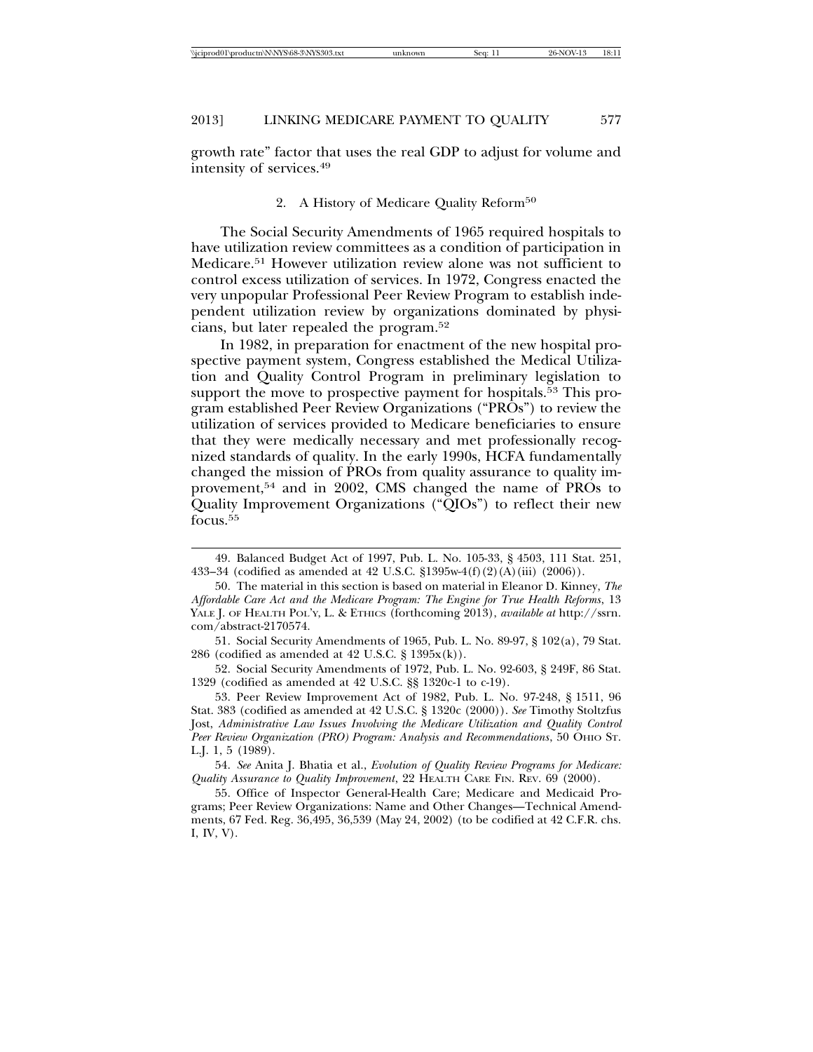growth rate" factor that uses the real GDP to adjust for volume and intensity of services.[49]

### 2. A History of Medicare Quality Reform[50]

The Social Security Amendments of 1965 required hospitals to have utilization review committees as a condition of participation in Medicare.[51] However utilization review alone was not sufficient to control excess utilization of services. In 1972, Congress enacted the very unpopular Professional Peer Review Program to establish independent utilization review by organizations dominated by physicians, but later repealed the program.[52]

In 1982, in preparation for enactment of the new hospital prospective payment system, Congress established the Medical Utilization and Quality Control Program in preliminary legislation to support the move to prospective payment for hospitals.[53] This program established Peer Review Organizations ("PROs") to review the utilization of services provided to Medicare beneficiaries to ensure that they were medically necessary and met professionally recognized standards of quality. In the early 1990s, HCFA fundamentally changed the mission of PROs from quality assurance to quality improvement,[54] and in 2002, CMS changed the name of PROs to Quality Improvement Organizations ("QIOs") to reflect their new focus.[55]

---

49. Balanced Budget Act of 1997, Pub. L. No. 105-33, § 4503, 111 Stat. 251, 433–34 (codified as amended at 42 U.S.C. §1395w-4(f)(2)(A)(iii) (2006)).

50. The material in this section is based on material in Eleanor D. Kinney, *The Affordable Care Act and the Medicare Program: The Engine for True Health Reforms*, 13 YALE J. OF HEALTH POL'Y, L. & ETHICS (forthcoming 2013), *available at* http://ssrn.com/abstract-2170574.

51. Social Security Amendments of 1965, Pub. L. No. 89-97, § 102(a), 79 Stat. 286 (codified as amended at 42 U.S.C. § 1395x(k)).

52. Social Security Amendments of 1972, Pub. L. No. 92-603, § 249F, 86 Stat. 1329 (codified as amended at 42 U.S.C. §§ 1320c-1 to c-19).

53. Peer Review Improvement Act of 1982, Pub. L. No. 97-248, § 1511, 96 Stat. 383 (codified as amended at 42 U.S.C. § 1320c (2000)). *See* Timothy Stoltzfus Jost, *Administrative Law Issues Involving the Medicare Utilization and Quality Control Peer Review Organization (PRO) Program: Analysis and Recommendations,* 50 OHIO ST. L.J. 1, 5 (1989).

54. *See* Anita J. Bhatia et al., *Evolution of Quality Review Programs for Medicare: Quality Assurance to Quality Improvement*, 22 HEALTH CARE FIN. REV. 69 (2000).

55. Office of Inspector General-Health Care; Medicare and Medicaid Programs; Peer Review Organizations: Name and Other Changes—Technical Amendments, 67 Fed. Reg. 36,495, 36,539 (May 24, 2002) (to be codified at 42 C.F.R. chs. I, IV, V).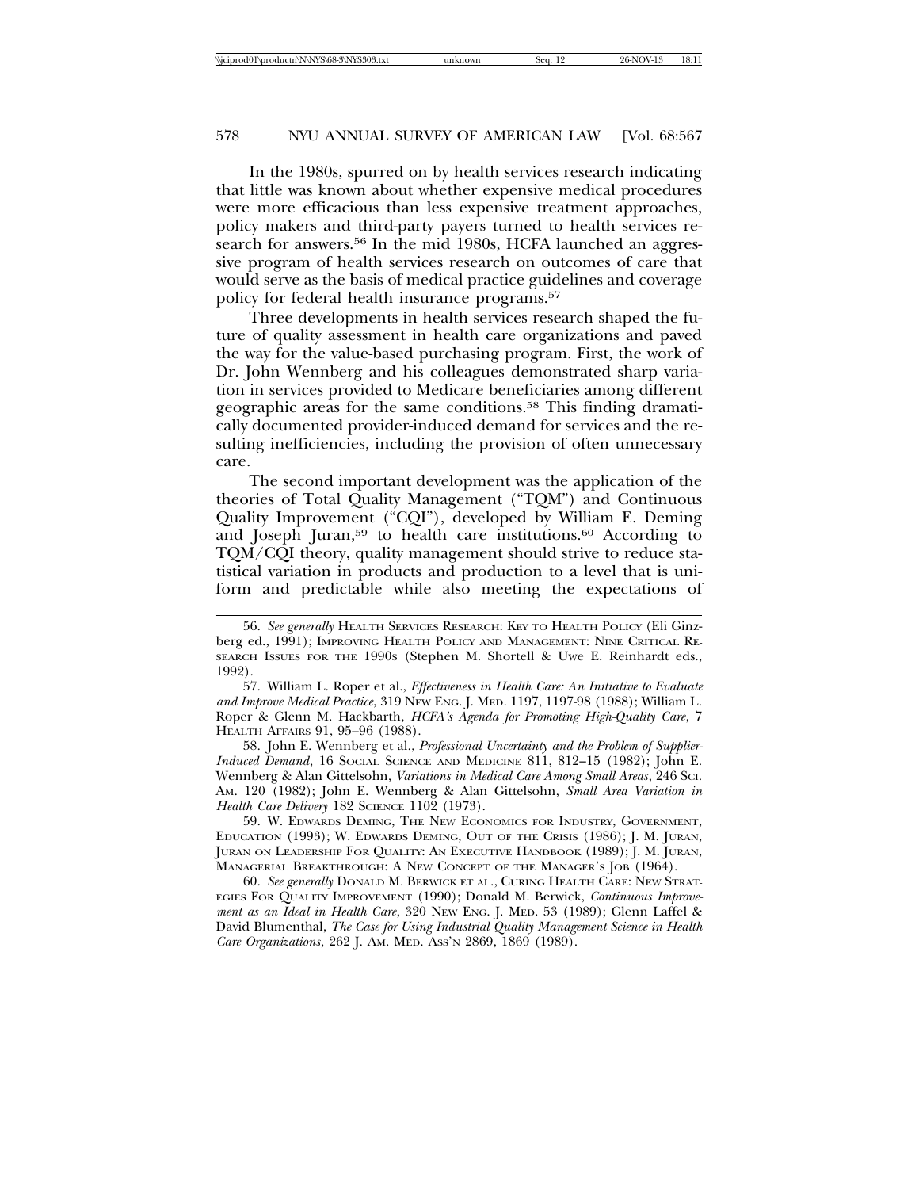In the 1980s, spurred on by health services research indicating that little was known about whether expensive medical procedures were more efficacious than less expensive treatment approaches, policy makers and third-party payers turned to health services research for answers.[56] In the mid 1980s, HCFA launched an aggressive program of health services research on outcomes of care that would serve as the basis of medical practice guidelines and coverage policy for federal health insurance programs.[57]

Three developments in health services research shaped the future of quality assessment in health care organizations and paved the way for the value-based purchasing program. First, the work of Dr. John Wennberg and his colleagues demonstrated sharp variation in services provided to Medicare beneficiaries among different geographic areas for the same conditions.[58] This finding dramatically documented provider-induced demand for services and the resulting inefficiencies, including the provision of often unnecessary care.

The second important development was the application of the theories of Total Quality Management ("TQM") and Continuous Quality Improvement ("CQI"), developed by William E. Deming and Joseph Juran,[59] to health care institutions.[60] According to TQM/CQI theory, quality management should strive to reduce statistical variation in products and production to a level that is uniform and predictable while also meeting the expectations of

---

56. *See generally* HEALTH SERVICES RESEARCH: KEY TO HEALTH POLICY (Eli Ginzberg ed., 1991); IMPROVING HEALTH POLICY AND MANAGEMENT: NINE CRITICAL RESEARCH ISSUES FOR THE 1990s (Stephen M. Shortell & Uwe E. Reinhardt eds., 1992).

57. William L. Roper et al., *Effectiveness in Health Care: An Initiative to Evaluate and Improve Medical Practice*, 319 NEW ENG. J. MED. 1197, 1197-98 (1988); William L. Roper & Glenn M. Hackbarth, *HCFA's Agenda for Promoting High-Quality Care*, 7 HEALTH AFFAIRS 91, 95–96 (1988).

58. John E. Wennberg et al., *Professional Uncertainty and the Problem of Supplier-Induced Demand*, 16 SOCIAL SCIENCE AND MEDICINE 811, 812–15 (1982); John E. Wennberg & Alan Gittelsohn, *Variations in Medical Care Among Small Areas*, 246 SCI. AM. 120 (1982); John E. Wennberg & Alan Gittelsohn, *Small Area Variation in Health Care Delivery* 182 SCIENCE 1102 (1973).

59. W. EDWARDS DEMING, THE NEW ECONOMICS FOR INDUSTRY, GOVERNMENT, EDUCATION (1993); W. EDWARDS DEMING, OUT OF THE CRISIS (1986); J. M. JURAN, JURAN ON LEADERSHIP FOR QUALITY: AN EXECUTIVE HANDBOOK (1989); J. M. JURAN, MANAGERIAL BREAKTHROUGH: A NEW CONCEPT OF THE MANAGER'S JOB (1964).

60. *See generally* DONALD M. BERWICK ET AL., CURING HEALTH CARE: NEW STRATEGIES FOR QUALITY IMPROVEMENT (1990); Donald M. Berwick, *Continuous Improvement as an Ideal in Health Care*, 320 NEW ENG. J. MED. 53 (1989); Glenn Laffel & David Blumenthal, *The Case for Using Industrial Quality Management Science in Health Care Organizations*, 262 J. AM. MED. ASS'N 2869, 1869 (1989).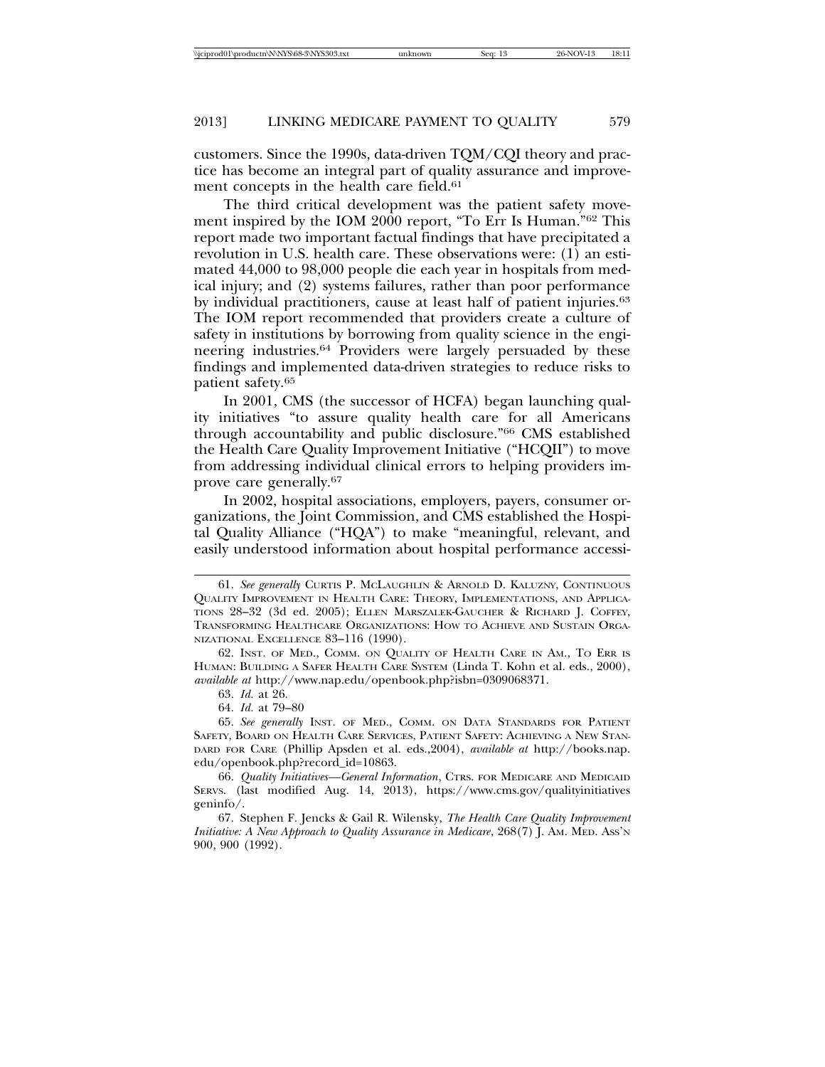customers. Since the 1990s, data-driven TQM/CQI theory and practice has become an integral part of quality assurance and improvement concepts in the health care field.[61]

The third critical development was the patient safety movement inspired by the IOM 2000 report, "To Err Is Human."[62] This report made two important factual findings that have precipitated a revolution in U.S. health care. These observations were: (1) an estimated 44,000 to 98,000 people die each year in hospitals from medical injury; and (2) systems failures, rather than poor performance by individual practitioners, cause at least half of patient injuries.[63] The IOM report recommended that providers create a culture of safety in institutions by borrowing from quality science in the engineering industries.[64] Providers were largely persuaded by these findings and implemented data-driven strategies to reduce risks to patient safety.[65]

In 2001, CMS (the successor of HCFA) began launching quality initiatives "to assure quality health care for all Americans through accountability and public disclosure."[66] CMS established the Health Care Quality Improvement Initiative ("HCQII") to move from addressing individual clinical errors to helping providers improve care generally.[67]

In 2002, hospital associations, employers, payers, consumer organizations, the Joint Commission, and CMS established the Hospital Quality Alliance ("HQA") to make "meaningful, relevant, and easily understood information about hospital performance accessi-

---

61. *See generally* CURTIS P. MCLAUGHLIN & ARNOLD D. KALUZNY, CONTINUOUS QUALITY IMPROVEMENT IN HEALTH CARE: THEORY, IMPLEMENTATIONS, AND APPLICATIONS 28–32 (3d ed. 2005); ELLEN MARSZALEK-GAUCHER & RICHARD J. COFFEY, TRANSFORMING HEALTHCARE ORGANIZATIONS: HOW TO ACHIEVE AND SUSTAIN ORGANIZATIONAL EXCELLENCE 83–116 (1990).

62. INST. OF MED., COMM. ON QUALITY OF HEALTH CARE IN AM., TO ERR IS HUMAN: BUILDING A SAFER HEALTH CARE SYSTEM (Linda T. Kohn et al. eds., 2000), *available at* http://www.nap.edu/openbook.php?isbn=0309068371.

63. *Id.* at 26.

64. *Id.* at 79–80

65. *See generally* INST. OF MED., COMM. ON DATA STANDARDS FOR PATIENT SAFETY, BOARD ON HEALTH CARE SERVICES, PATIENT SAFETY: ACHIEVING A NEW STANDARD FOR CARE (Phillip Apsden et al. eds.,2004), *available at* http://books.nap.edu/openbook.php?record_id=10863.

66. *Quality Initiatives—General Information*, CTRS. FOR MEDICARE AND MEDICAID SERVS. (last modified Aug. 14, 2013), https://www.cms.gov/qualityinitiativesgeninfo/.

67. Stephen F. Jencks & Gail R. Wilensky, *The Health Care Quality Improvement Initiative: A New Approach to Quality Assurance in Medicare*, 268(7) J. AM. MED. ASS'N 900, 900 (1992).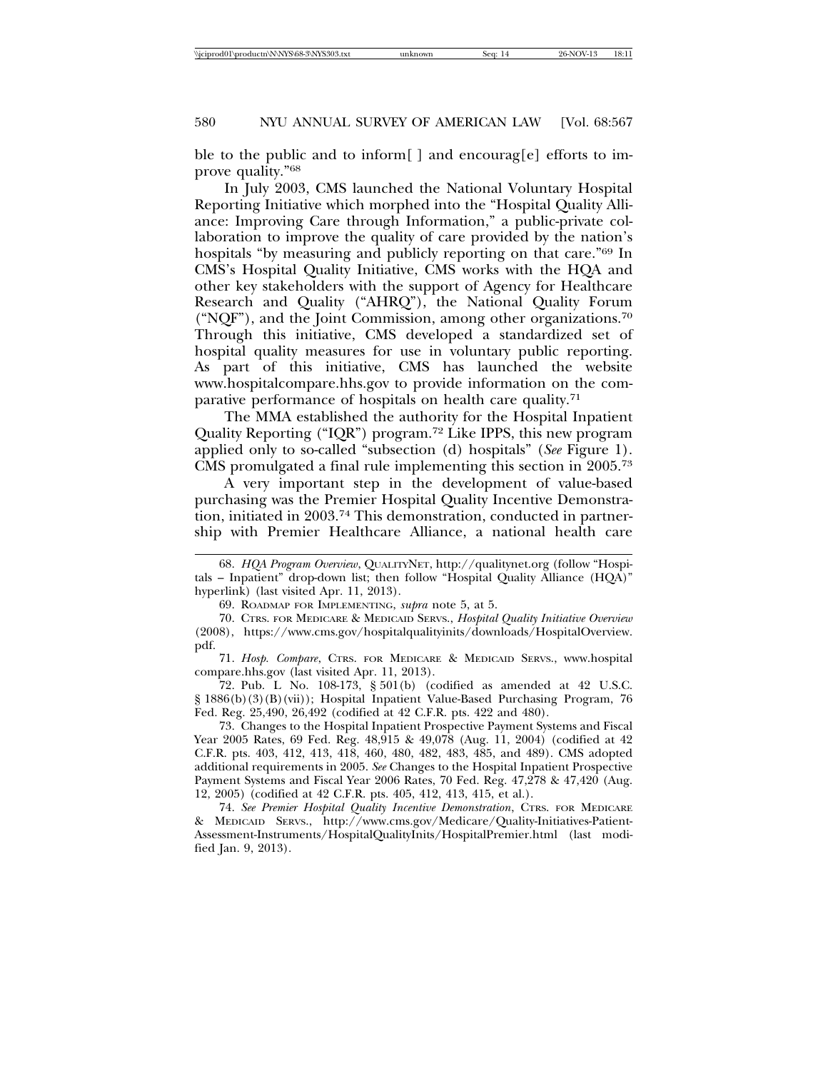ble to the public and to inform[ ] and encourag[e] efforts to improve quality."[68]

In July 2003, CMS launched the National Voluntary Hospital Reporting Initiative which morphed into the "Hospital Quality Alliance: Improving Care through Information," a public-private collaboration to improve the quality of care provided by the nation's hospitals "by measuring and publicly reporting on that care."[69] In CMS's Hospital Quality Initiative, CMS works with the HQA and other key stakeholders with the support of Agency for Healthcare Research and Quality ("AHRQ"), the National Quality Forum ("NQF"), and the Joint Commission, among other organizations.[70] Through this initiative, CMS developed a standardized set of hospital quality measures for use in voluntary public reporting. As part of this initiative, CMS has launched the website www.hospitalcompare.hhs.gov to provide information on the comparative performance of hospitals on health care quality.[71]

The MMA established the authority for the Hospital Inpatient Quality Reporting ("IQR") program.[72] Like IPPS, this new program applied only to so-called "subsection (d) hospitals" (*See* Figure 1). CMS promulgated a final rule implementing this section in 2005.[73]

A very important step in the development of value-based purchasing was the Premier Hospital Quality Incentive Demonstration, initiated in 2003.[74] This demonstration, conducted in partnership with Premier Healthcare Alliance, a national health care

---

68. *HQA Program Overview*, QUALITYNET, http://qualitynet.org (follow "Hospitals – Inpatient" drop-down list; then follow "Hospital Quality Alliance (HQA)" hyperlink) (last visited Apr. 11, 2013).

69. ROADMAP FOR IMPLEMENTING, *supra* note 5, at 5.

70. CTRS. FOR MEDICARE & MEDICAID SERVS., *Hospital Quality Initiative Overview* (2008), https://www.cms.gov/hospitalqualityinits/downloads/HospitalOverview.pdf.

71. *Hosp. Compare*, CTRS. FOR MEDICARE & MEDICAID SERVS., www.hospitalcompare.hhs.gov (last visited Apr. 11, 2013).

72. Pub. L No. 108-173, § 501(b) (codified as amended at 42 U.S.C. § 1886(b)(3)(B)(vii)); Hospital Inpatient Value-Based Purchasing Program, 76 Fed. Reg. 25,490, 26,492 (codified at 42 C.F.R. pts. 422 and 480).

73. Changes to the Hospital Inpatient Prospective Payment Systems and Fiscal Year 2005 Rates, 69 Fed. Reg. 48,915 & 49,078 (Aug. 11, 2004) (codified at 42 C.F.R. pts. 403, 412, 413, 418, 460, 480, 482, 483, 485, and 489). CMS adopted additional requirements in 2005. *See* Changes to the Hospital Inpatient Prospective Payment Systems and Fiscal Year 2006 Rates, 70 Fed. Reg. 47,278 & 47,420 (Aug. 12, 2005) (codified at 42 C.F.R. pts. 405, 412, 413, 415, et al.).

74. *See Premier Hospital Quality Incentive Demonstration*, CTRS. FOR MEDICARE & MEDICAID SERVS., http://www.cms.gov/Medicare/Quality-Initiatives-Patient-Assessment-Instruments/HospitalQualityInits/HospitalPremier.html (last modified Jan. 9, 2013).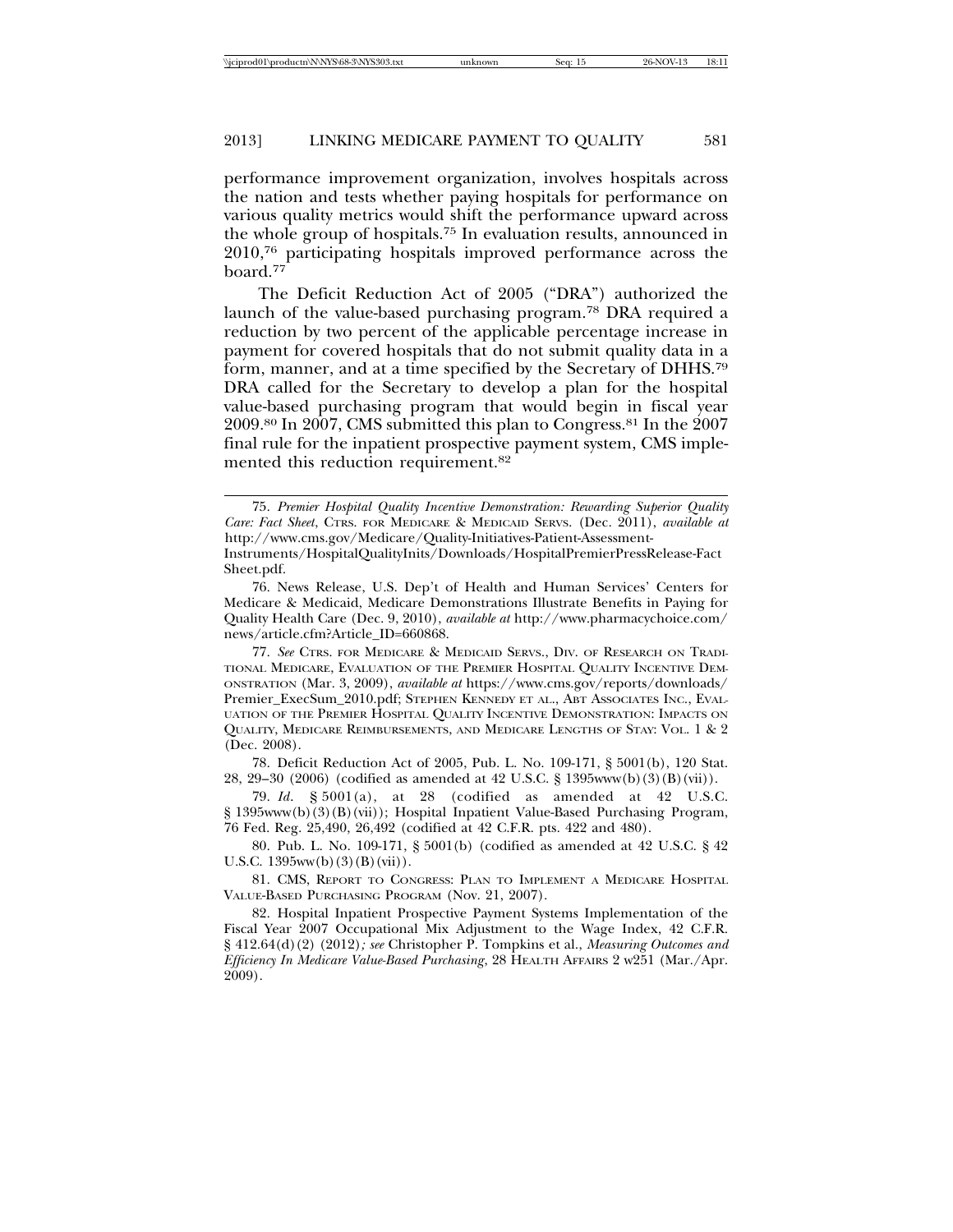performance improvement organization, involves hospitals across the nation and tests whether paying hospitals for performance on various quality metrics would shift the performance upward across the whole group of hospitals.[75] In evaluation results, announced in 2010,[76] participating hospitals improved performance across the board.[77]

The Deficit Reduction Act of 2005 ("DRA") authorized the launch of the value-based purchasing program.[78] DRA required a reduction by two percent of the applicable percentage increase in payment for covered hospitals that do not submit quality data in a form, manner, and at a time specified by the Secretary of DHHS.[79] DRA called for the Secretary to develop a plan for the hospital value-based purchasing program that would begin in fiscal year 2009.[80] In 2007, CMS submitted this plan to Congress.[81] In the 2007 final rule for the inpatient prospective payment system, CMS implemented this reduction requirement.[82]

---

75. *Premier Hospital Quality Incentive Demonstration: Rewarding Superior Quality Care: Fact Sheet*, CTRS. FOR MEDICARE & MEDICAID SERVS. (Dec. 2011), *available at* http://www.cms.gov/Medicare/Quality-Initiatives-Patient-Assessment-Instruments/HospitalQualityInits/Downloads/HospitalPremierPressRelease-FactSheet.pdf.

76. News Release, U.S. Dep't of Health and Human Services' Centers for Medicare & Medicaid, Medicare Demonstrations Illustrate Benefits in Paying for Quality Health Care (Dec. 9, 2010), *available at* http://www.pharmacychoice.com/news/article.cfm?Article_ID=660868.

77. *See* CTRS. FOR MEDICARE & MEDICAID SERVS., DIV. OF RESEARCH ON TRADITIONAL MEDICARE, EVALUATION OF THE PREMIER HOSPITAL QUALITY INCENTIVE DEMONSTRATION (Mar. 3, 2009), *available at* https://www.cms.gov/reports/downloads/Premier_ExecSum_2010.pdf; STEPHEN KENNEDY ET AL., ABT ASSOCIATES INC., EVALUATION OF THE PREMIER HOSPITAL QUALITY INCENTIVE DEMONSTRATION: IMPACTS ON QUALITY, MEDICARE REIMBURSEMENTS, AND MEDICARE LENGTHS OF STAY: VOL. 1 & 2 (Dec. 2008).

78. Deficit Reduction Act of 2005, Pub. L. No. 109-171, § 5001(b), 120 Stat. 28, 29–30 (2006) (codified as amended at 42 U.S.C. § 1395www(b)(3)(B)(vii)).

79. *Id.* § 5001(a), at 28 (codified as amended at 42 U.S.C. § 1395www(b)(3)(B)(vii)); Hospital Inpatient Value-Based Purchasing Program, 76 Fed. Reg. 25,490, 26,492 (codified at 42 C.F.R. pts. 422 and 480).

80. Pub. L. No. 109-171, § 5001(b) (codified as amended at 42 U.S.C. § 42 U.S.C. 1395ww(b)(3)(B)(vii)).

81. CMS, REPORT TO CONGRESS: PLAN TO IMPLEMENT A MEDICARE HOSPITAL VALUE-BASED PURCHASING PROGRAM (Nov. 21, 2007).

82. Hospital Inpatient Prospective Payment Systems Implementation of the Fiscal Year 2007 Occupational Mix Adjustment to the Wage Index, 42 C.F.R. § 412.64(d)(2) (2012)*; see* Christopher P. Tompkins et al., *Measuring Outcomes and Efficiency In Medicare Value-Based Purchasing*, 28 HEALTH AFFAIRS 2 w251 (Mar./Apr. 2009).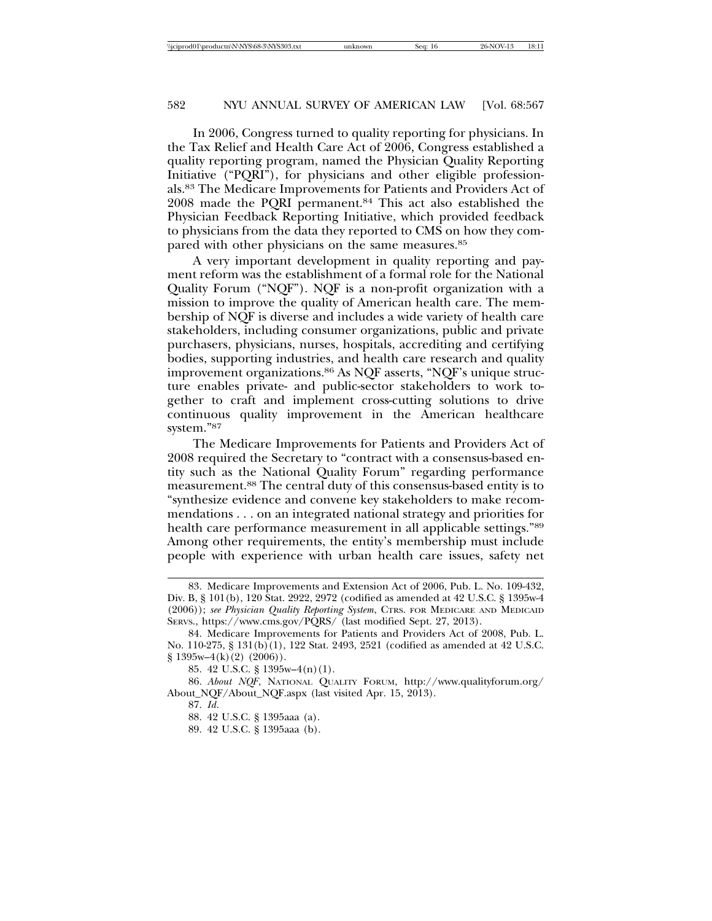In 2006, Congress turned to quality reporting for physicians. In the Tax Relief and Health Care Act of 2006, Congress established a quality reporting program, named the Physician Quality Reporting Initiative ("PQRI"), for physicians and other eligible professionals.[83] The Medicare Improvements for Patients and Providers Act of 2008 made the PQRI permanent.[84] This act also established the Physician Feedback Reporting Initiative, which provided feedback to physicians from the data they reported to CMS on how they compared with other physicians on the same measures.[85]

A very important development in quality reporting and payment reform was the establishment of a formal role for the National Quality Forum ("NQF"). NQF is a non-profit organization with a mission to improve the quality of American health care. The membership of NQF is diverse and includes a wide variety of health care stakeholders, including consumer organizations, public and private purchasers, physicians, nurses, hospitals, accrediting and certifying bodies, supporting industries, and health care research and quality improvement organizations.[86] As NQF asserts, "NQF's unique structure enables private- and public-sector stakeholders to work together to craft and implement cross-cutting solutions to drive continuous quality improvement in the American healthcare system."[87]

The Medicare Improvements for Patients and Providers Act of 2008 required the Secretary to "contract with a consensus-based entity such as the National Quality Forum" regarding performance measurement.[88] The central duty of this consensus-based entity is to "synthesize evidence and convene key stakeholders to make recommendations . . . on an integrated national strategy and priorities for health care performance measurement in all applicable settings."[89] Among other requirements, the entity's membership must include people with experience with urban health care issues, safety net

---

83. Medicare Improvements and Extension Act of 2006, Pub. L. No. 109-432, Div. B, § 101(b), 120 Stat. 2922, 2972 (codified as amended at 42 U.S.C. § 1395w-4 (2006)); *see Physician Quality Reporting System*, CTRS. FOR MEDICARE AND MEDICAID SERVS., https://www.cms.gov/PQRS/ (last modified Sept. 27, 2013).

84. Medicare Improvements for Patients and Providers Act of 2008, Pub. L. No. 110-275, § 131(b)(1), 122 Stat. 2493, 2521 (codified as amended at 42 U.S.C. § 1395w–4(k)(2) (2006)).

85. 42 U.S.C. § 1395w–4(n)(1).

86. *About NQF*, NATIONAL QUALITY FORUM, http://www.qualityforum.org/About_NQF/About_NQF.aspx (last visited Apr. 15, 2013).

87. *Id.*

88. 42 U.S.C. § 1395aaa (a).

89. 42 U.S.C. § 1395aaa (b).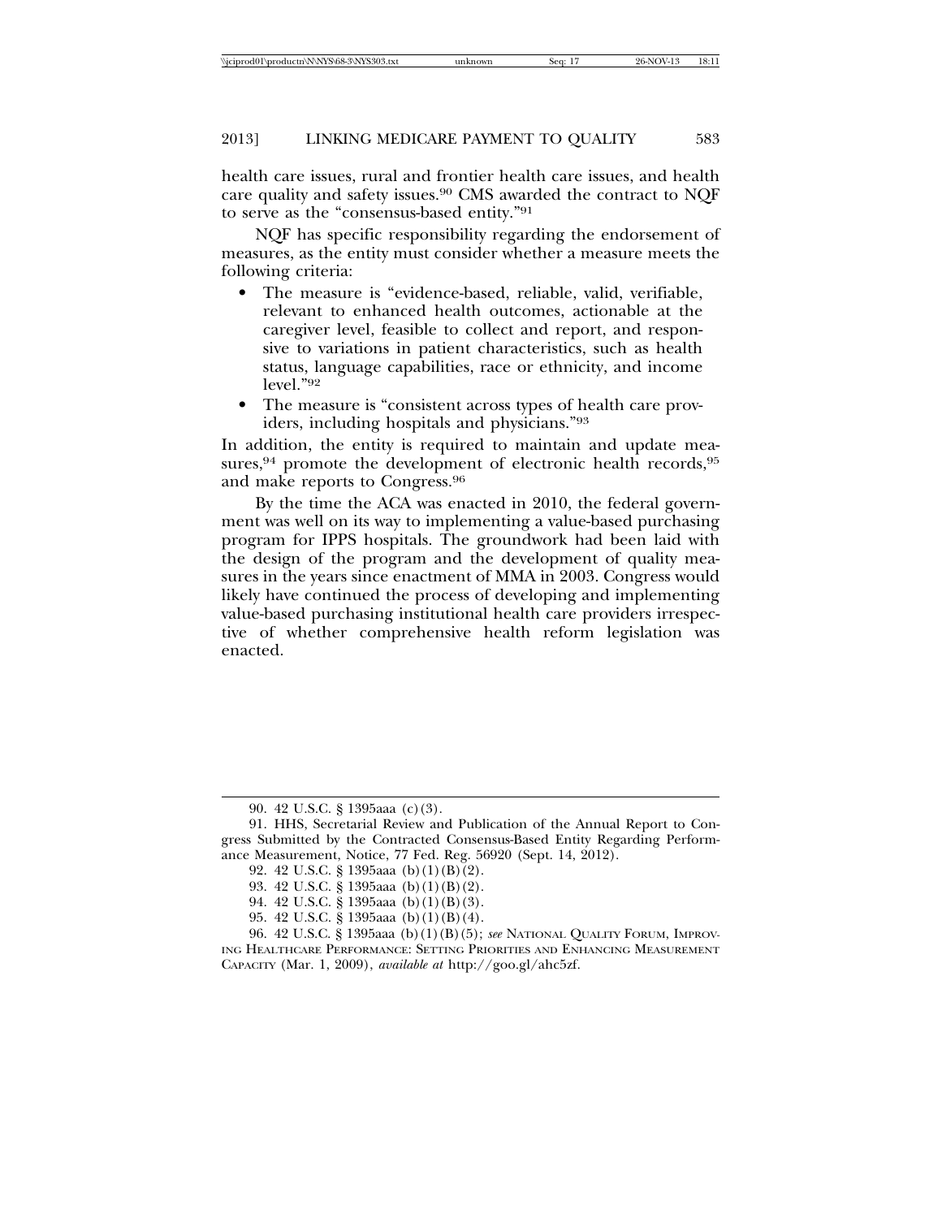health care issues, rural and frontier health care issues, and health care quality and safety issues.[90] CMS awarded the contract to NQF to serve as the "consensus-based entity."[91]

NQF has specific responsibility regarding the endorsement of measures, as the entity must consider whether a measure meets the following criteria:

- The measure is "evidence-based, reliable, valid, verifiable, relevant to enhanced health outcomes, actionable at the caregiver level, feasible to collect and report, and responsive to variations in patient characteristics, such as health status, language capabilities, race or ethnicity, and income level."[92]
- The measure is "consistent across types of health care providers, including hospitals and physicians."[93]

In addition, the entity is required to maintain and update measures,[94] promote the development of electronic health records,[95] and make reports to Congress.[96]

By the time the ACA was enacted in 2010, the federal government was well on its way to implementing a value-based purchasing program for IPPS hospitals. The groundwork had been laid with the design of the program and the development of quality measures in the years since enactment of MMA in 2003. Congress would likely have continued the process of developing and implementing value-based purchasing institutional health care providers irrespective of whether comprehensive health reform legislation was enacted.

---

90. 42 U.S.C. § 1395aaa (c)(3).

91. HHS, Secretarial Review and Publication of the Annual Report to Congress Submitted by the Contracted Consensus-Based Entity Regarding Performance Measurement, Notice, 77 Fed. Reg. 56920 (Sept. 14, 2012).

92. 42 U.S.C. § 1395aaa (b)(1)(B)(2).

93. 42 U.S.C. § 1395aaa (b)(1)(B)(2).

94. 42 U.S.C. § 1395aaa (b)(1)(B)(3).

95. 42 U.S.C. § 1395aaa (b)(1)(B)(4).

96. 42 U.S.C. § 1395aaa (b)(1)(B)(5); *see* NATIONAL QUALITY FORUM, IMPROVING HEALTHCARE PERFORMANCE: SETTING PRIORITIES AND ENHANCING MEASUREMENT CAPACITY (Mar. 1, 2009), *available at* http://goo.gl/ahc5zf.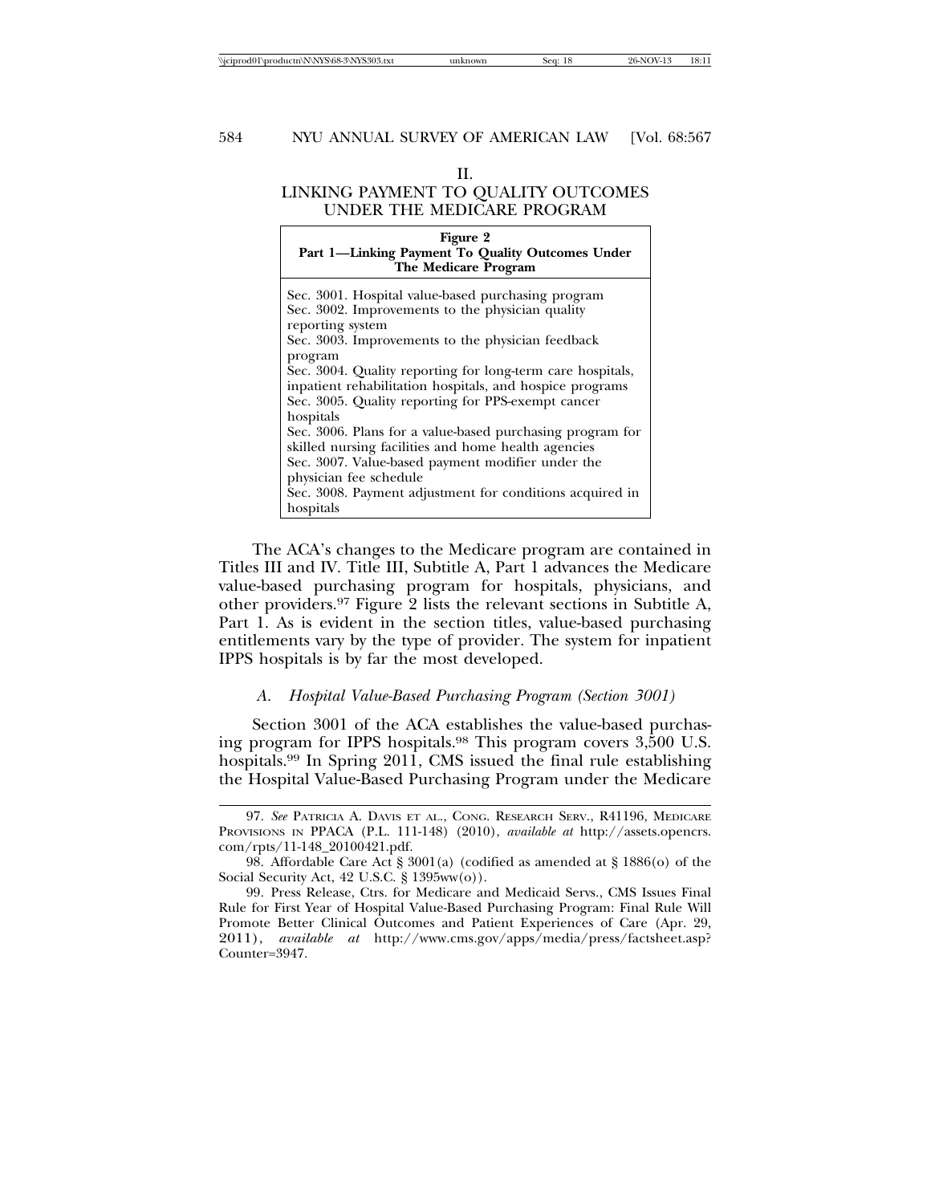## II. LINKING PAYMENT TO QUALITY OUTCOMES UNDER THE MEDICARE PROGRAM

| **Figure 2** **Part 1—Linking Payment To Quality Outcomes Under The Medicare Program** |
|---|
| Sec. 3001. Hospital value-based purchasing program<br>Sec. 3002. Improvements to the physician quality reporting system<br>Sec. 3003. Improvements to the physician feedback program<br>Sec. 3004. Quality reporting for long-term care hospitals, inpatient rehabilitation hospitals, and hospice programs<br>Sec. 3005. Quality reporting for PPS-exempt cancer hospitals<br>Sec. 3006. Plans for a value-based purchasing program for skilled nursing facilities and home health agencies<br>Sec. 3007. Value-based payment modifier under the physician fee schedule<br>Sec. 3008. Payment adjustment for conditions acquired in hospitals |

The ACA's changes to the Medicare program are contained in Titles III and IV. Title III, Subtitle A, Part 1 advances the Medicare value-based purchasing program for hospitals, physicians, and other providers.[97] Figure 2 lists the relevant sections in Subtitle A, Part 1. As is evident in the section titles, value-based purchasing entitlements vary by the type of provider. The system for inpatient IPPS hospitals is by far the most developed.

### *A. Hospital Value-Based Purchasing Program (Section 3001)*

Section 3001 of the ACA establishes the value-based purchasing program for IPPS hospitals.[98] This program covers 3,500 U.S. hospitals.[99] In Spring 2011, CMS issued the final rule establishing the Hospital Value-Based Purchasing Program under the Medicare

---

97. *See* PATRICIA A. DAVIS ET AL., CONG. RESEARCH SERV., R41196, MEDICARE PROVISIONS IN PPACA (P.L. 111-148) (2010), *available at* http://assets.opencrs.com/rpts/11-148_20100421.pdf.

98. Affordable Care Act § 3001(a) (codified as amended at § 1886(o) of the Social Security Act, 42 U.S.C. § 1395ww(o)).

99. Press Release, Ctrs. for Medicare and Medicaid Servs., CMS Issues Final Rule for First Year of Hospital Value-Based Purchasing Program: Final Rule Will Promote Better Clinical Outcomes and Patient Experiences of Care (Apr. 29, 2011), *available at* http://www.cms.gov/apps/media/press/factsheet.asp?Counter=3947.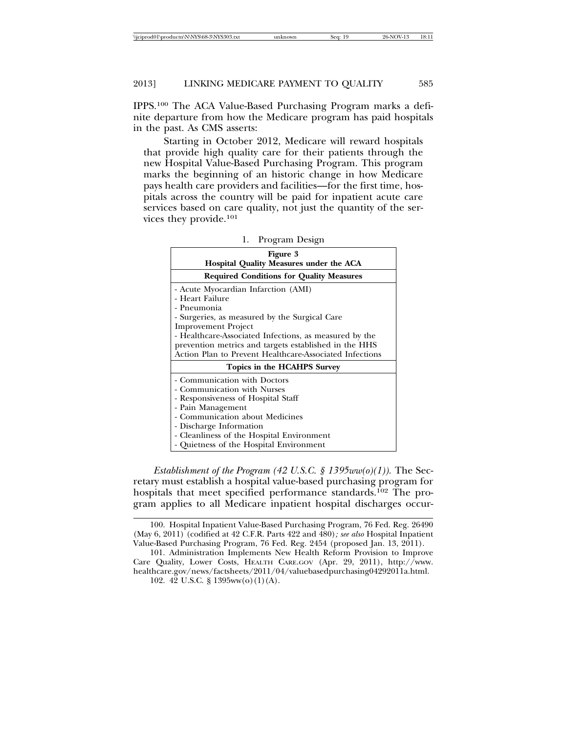IPPS.[100] The ACA Value-Based Purchasing Program marks a definite departure from how the Medicare program has paid hospitals in the past. As CMS asserts:

> Starting in October 2012, Medicare will reward hospitals that provide high quality care for their patients through the new Hospital Value-Based Purchasing Program. This program marks the beginning of an historic change in how Medicare pays health care providers and facilities—for the first time, hospitals across the country will be paid for inpatient acute care services based on care quality, not just the quantity of the services they provide.[101]

### 1. Program Design

| **Figure 3**<br>**Hospital Quality Measures under the ACA** |
|---|
| **Required Conditions for Quality Measures** |
| - Acute Myocardial Infarction (AMI)<br>- Heart Failure<br>- Pneumonia<br>- Surgeries, as measured by the Surgical Care Improvement Project<br>- Healthcare-Associated Infections, as measured by the prevention metrics and targets established in the HHS Action Plan to Prevent Healthcare-Associated Infections |
| **Topics in the HCAHPS Survey** |
| - Communication with Doctors<br>- Communication with Nurses<br>- Responsiveness of Hospital Staff<br>- Pain Management<br>- Communication about Medicines<br>- Discharge Information<br>- Cleanliness of the Hospital Environment<br>- Quietness of the Hospital Environment |

*Establishment of the Program (42 U.S.C. § 1395ww(o)(1)).* The Secretary must establish a hospital value-based purchasing program for hospitals that meet specified performance standards.[102] The program applies to all Medicare inpatient hospital discharges occur-

---

100. Hospital Inpatient Value-Based Purchasing Program, 76 Fed. Reg. 26490 (May 6, 2011) (codified at 42 C.F.R. Parts 422 and 480)*; see also* Hospital Inpatient Value-Based Purchasing Program, 76 Fed. Reg. 2454 (proposed Jan. 13, 2011).

101. Administration Implements New Health Reform Provision to Improve Care Quality, Lower Costs, HEALTH CARE.GOV (Apr. 29, 2011), http://www.healthcare.gov/news/factsheets/2011/04/valuebasedpurchasing04292011a.html.

102. 42 U.S.C. § 1395ww(o)(1)(A).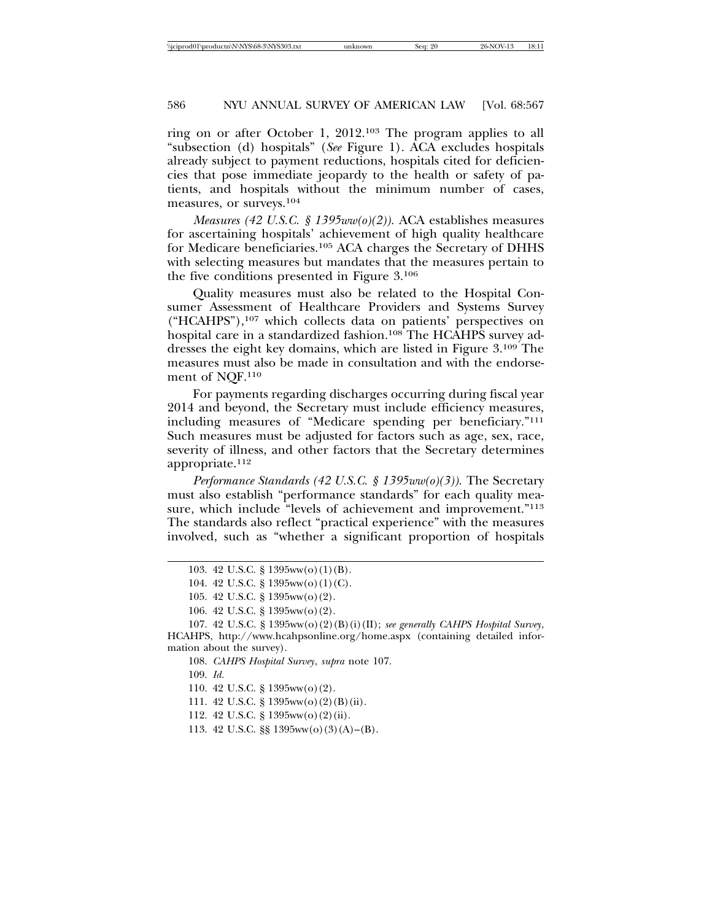ring on or after October 1, 2012.[103] The program applies to all "subsection (d) hospitals" (*See* Figure 1). ACA excludes hospitals already subject to payment reductions, hospitals cited for deficiencies that pose immediate jeopardy to the health or safety of patients, and hospitals without the minimum number of cases, measures, or surveys.[104]

*Measures (42 U.S.C. § 1395ww(o)(2)).* ACA establishes measures for ascertaining hospitals' achievement of high quality healthcare for Medicare beneficiaries.[105] ACA charges the Secretary of DHHS with selecting measures but mandates that the measures pertain to the five conditions presented in Figure 3.[106]

Quality measures must also be related to the Hospital Consumer Assessment of Healthcare Providers and Systems Survey ("HCAHPS"),[107] which collects data on patients' perspectives on hospital care in a standardized fashion.[108] The HCAHPS survey addresses the eight key domains, which are listed in Figure 3.[109] The measures must also be made in consultation and with the endorsement of NQF.[110]

For payments regarding discharges occurring during fiscal year 2014 and beyond, the Secretary must include efficiency measures, including measures of "Medicare spending per beneficiary."[111] Such measures must be adjusted for factors such as age, sex, race, severity of illness, and other factors that the Secretary determines appropriate.[112]

*Performance Standards (42 U.S.C. § 1395ww(o)(3)).* The Secretary must also establish "performance standards" for each quality measure, which include "levels of achievement and improvement."[113] The standards also reflect "practical experience" with the measures involved, such as "whether a significant proportion of hospitals

---

103. 42 U.S.C. § 1395ww(o)(1)(B).

104. 42 U.S.C. § 1395ww(o)(1)(C).

105. 42 U.S.C. § 1395ww(o)(2).

106. 42 U.S.C. § 1395ww(o)(2).

107. 42 U.S.C. § 1395ww(o)(2)(B)(i)(II); *see generally CAHPS Hospital Survey*, HCAHPS, http://www.hcahpsonline.org/home.aspx (containing detailed information about the survey).

108. *CAHPS Hospital Survey*, *supra* note 107.

109. *Id.*

110. 42 U.S.C. § 1395ww(o)(2).

111. 42 U.S.C. § 1395ww(o)(2)(B)(ii).

112. 42 U.S.C. § 1395ww(o)(2)(ii).

113. 42 U.S.C. §§ 1395ww(o)(3)(A)–(B).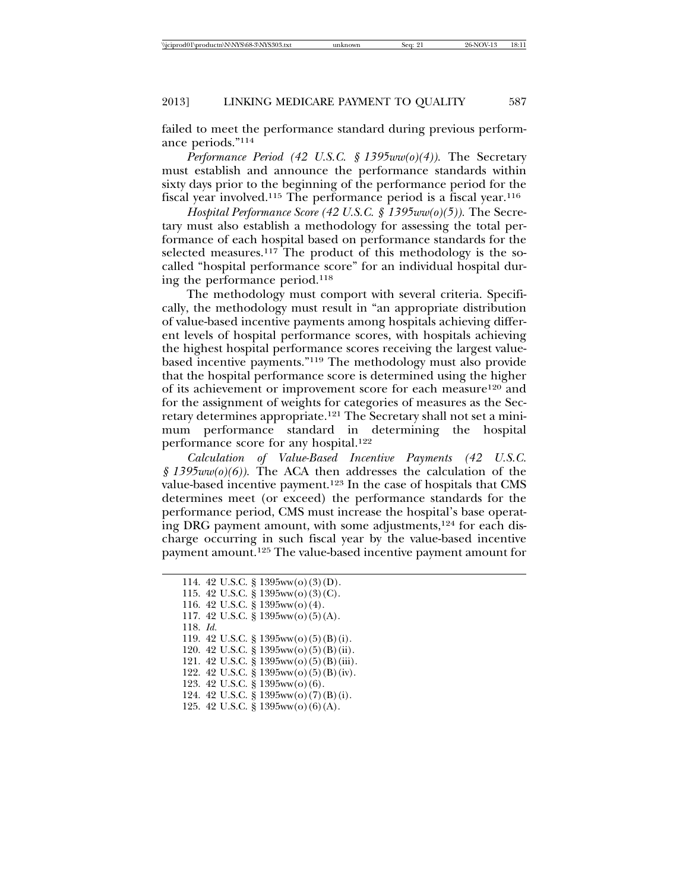failed to meet the performance standard during previous performance periods."[114]

*Performance Period (42 U.S.C. § 1395ww(o)(4)).* The Secretary must establish and announce the performance standards within sixty days prior to the beginning of the performance period for the fiscal year involved.[115] The performance period is a fiscal year.[116]

*Hospital Performance Score (42 U.S.C. § 1395ww(o)(5)).* The Secretary must also establish a methodology for assessing the total performance of each hospital based on performance standards for the selected measures.[117] The product of this methodology is the so-called "hospital performance score" for an individual hospital during the performance period.[118]

The methodology must comport with several criteria. Specifically, the methodology must result in "an appropriate distribution of value-based incentive payments among hospitals achieving different levels of hospital performance scores, with hospitals achieving the highest hospital performance scores receiving the largest value-based incentive payments."[119] The methodology must also provide that the hospital performance score is determined using the higher of its achievement or improvement score for each measure[120] and for the assignment of weights for categories of measures as the Secretary determines appropriate.[121] The Secretary shall not set a minimum performance standard in determining the hospital performance score for any hospital.[122]

*Calculation of Value-Based Incentive Payments (42 U.S.C. § 1395ww(o)(6)).* The ACA then addresses the calculation of the value-based incentive payment.[123] In the case of hospitals that CMS determines meet (or exceed) the performance standards for the performance period, CMS must increase the hospital's base operating DRG payment amount, with some adjustments,[124] for each discharge occurring in such fiscal year by the value-based incentive payment amount.[125] The value-based incentive payment amount for

114. 42 U.S.C. § 1395ww(o)(3)(D).
115. 42 U.S.C. § 1395ww(o)(3)(C).
116. 42 U.S.C. § 1395ww(o)(4).
117. 42 U.S.C. § 1395ww(o)(5)(A).
118. *Id.*
119. 42 U.S.C. § 1395ww(o)(5)(B)(i).
120. 42 U.S.C. § 1395ww(o)(5)(B)(ii).
121. 42 U.S.C. § 1395ww(o)(5)(B)(iii).
122. 42 U.S.C. § 1395ww(o)(5)(B)(iv).
123. 42 U.S.C. § 1395ww(o)(6).
124. 42 U.S.C. § 1395ww(o)(7)(B)(i).
125. 42 U.S.C. § 1395ww(o)(6)(A).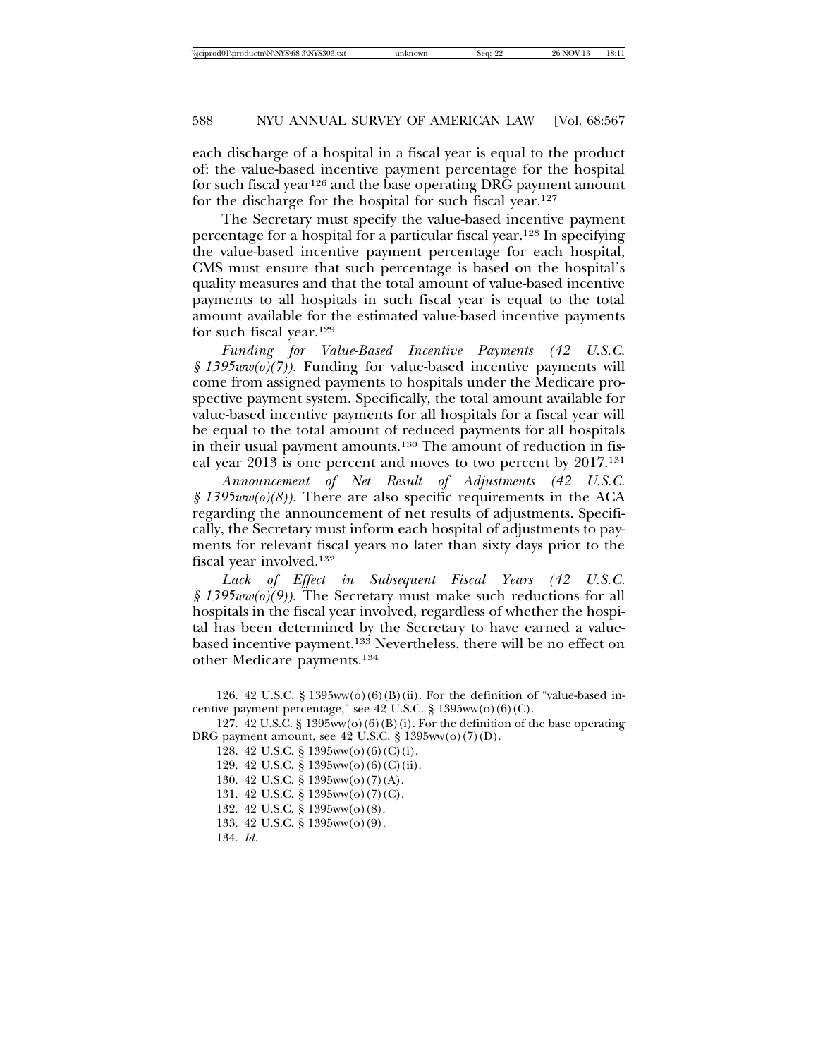each discharge of a hospital in a fiscal year is equal to the product of: the value-based incentive payment percentage for the hospital for such fiscal year[126] and the base operating DRG payment amount for the discharge for the hospital for such fiscal year.[127]

The Secretary must specify the value-based incentive payment percentage for a hospital for a particular fiscal year.[128] In specifying the value-based incentive payment percentage for each hospital, CMS must ensure that such percentage is based on the hospital's quality measures and that the total amount of value-based incentive payments to all hospitals in such fiscal year is equal to the total amount available for the estimated value-based incentive payments for such fiscal year.[129]

*Funding for Value-Based Incentive Payments (42 U.S.C. § 1395ww(o)(7)).* Funding for value-based incentive payments will come from assigned payments to hospitals under the Medicare prospective payment system. Specifically, the total amount available for value-based incentive payments for all hospitals for a fiscal year will be equal to the total amount of reduced payments for all hospitals in their usual payment amounts.[130] The amount of reduction in fiscal year 2013 is one percent and moves to two percent by 2017.[131]

*Announcement of Net Result of Adjustments (42 U.S.C. § 1395ww(o)(8)).* There are also specific requirements in the ACA regarding the announcement of net results of adjustments. Specifically, the Secretary must inform each hospital of adjustments to payments for relevant fiscal years no later than sixty days prior to the fiscal year involved.[132]

*Lack of Effect in Subsequent Fiscal Years (42 U.S.C. § 1395ww(o)(9)).* The Secretary must make such reductions for all hospitals in the fiscal year involved, regardless of whether the hospital has been determined by the Secretary to have earned a value-based incentive payment.[133] Nevertheless, there will be no effect on other Medicare payments.[134]

---

126. 42 U.S.C. § 1395ww(o)(6)(B)(ii). For the definition of "value-based incentive payment percentage," see 42 U.S.C. § 1395ww(o)(6)(C).

127. 42 U.S.C. § 1395ww(o)(6)(B)(i). For the definition of the base operating DRG payment amount, see 42 U.S.C. § 1395ww(o)(7)(D).

128. 42 U.S.C. § 1395ww(o)(6)(C)(i).

129. 42 U.S.C. § 1395ww(o)(6)(C)(ii).

130. 42 U.S.C. § 1395ww(o)(7)(A).

131. 42 U.S.C. § 1395ww(o)(7)(C).

132. 42 U.S.C. § 1395ww(o)(8).

133. 42 U.S.C. § 1395ww(o)(9).

134. *Id.*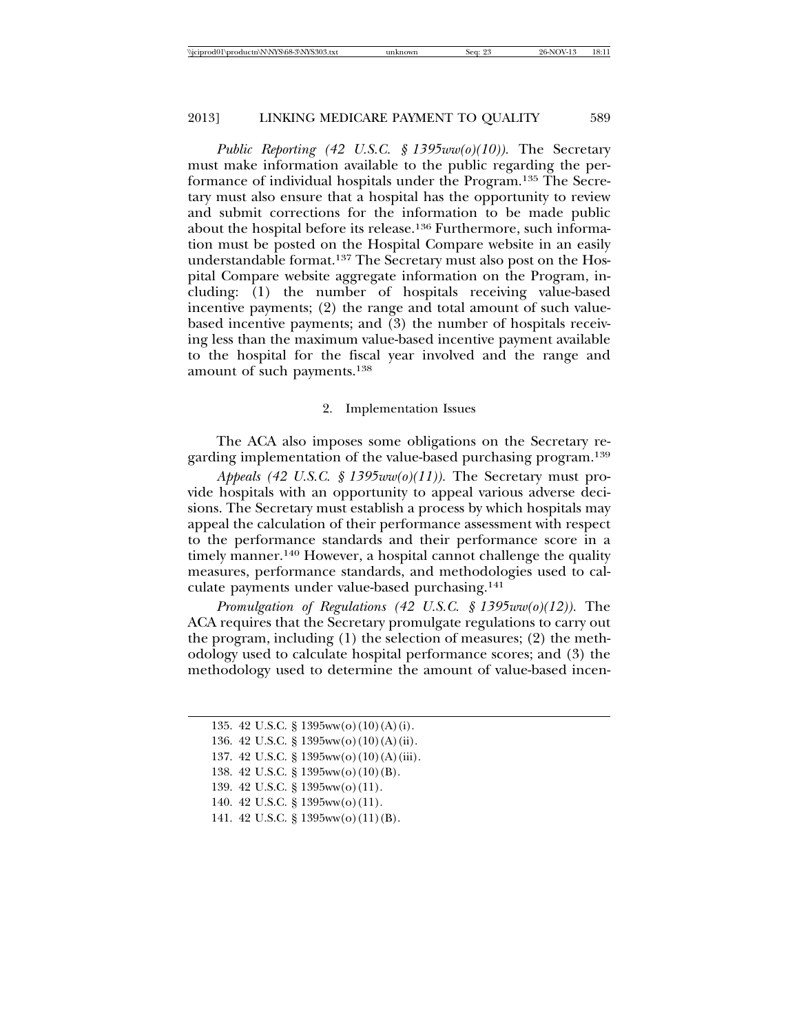*Public Reporting (42 U.S.C. § 1395ww(o)(10)).* The Secretary must make information available to the public regarding the performance of individual hospitals under the Program.[135] The Secretary must also ensure that a hospital has the opportunity to review and submit corrections for the information to be made public about the hospital before its release.[136] Furthermore, such information must be posted on the Hospital Compare website in an easily understandable format.[137] The Secretary must also post on the Hospital Compare website aggregate information on the Program, including: (1) the number of hospitals receiving value-based incentive payments; (2) the range and total amount of such value-based incentive payments; and (3) the number of hospitals receiving less than the maximum value-based incentive payment available to the hospital for the fiscal year involved and the range and amount of such payments.[138]

### 2. Implementation Issues

The ACA also imposes some obligations on the Secretary regarding implementation of the value-based purchasing program.[139]

*Appeals (42 U.S.C. § 1395ww(o)(11)).* The Secretary must provide hospitals with an opportunity to appeal various adverse decisions. The Secretary must establish a process by which hospitals may appeal the calculation of their performance assessment with respect to the performance standards and their performance score in a timely manner.[140] However, a hospital cannot challenge the quality measures, performance standards, and methodologies used to calculate payments under value-based purchasing.[141]

*Promulgation of Regulations (42 U.S.C. § 1395ww(o)(12)).* The ACA requires that the Secretary promulgate regulations to carry out the program, including (1) the selection of measures; (2) the methodology used to calculate hospital performance scores; and (3) the methodology used to determine the amount of value-based incen-

---

135. 42 U.S.C. § 1395ww(o)(10)(A)(i).

136. 42 U.S.C. § 1395ww(o)(10)(A)(ii).

137. 42 U.S.C. § 1395ww(o)(10)(A)(iii).

138. 42 U.S.C. § 1395ww(o)(10)(B).

139. 42 U.S.C. § 1395ww(o)(11).

140. 42 U.S.C. § 1395ww(o)(11).

141. 42 U.S.C. § 1395ww(o)(11)(B).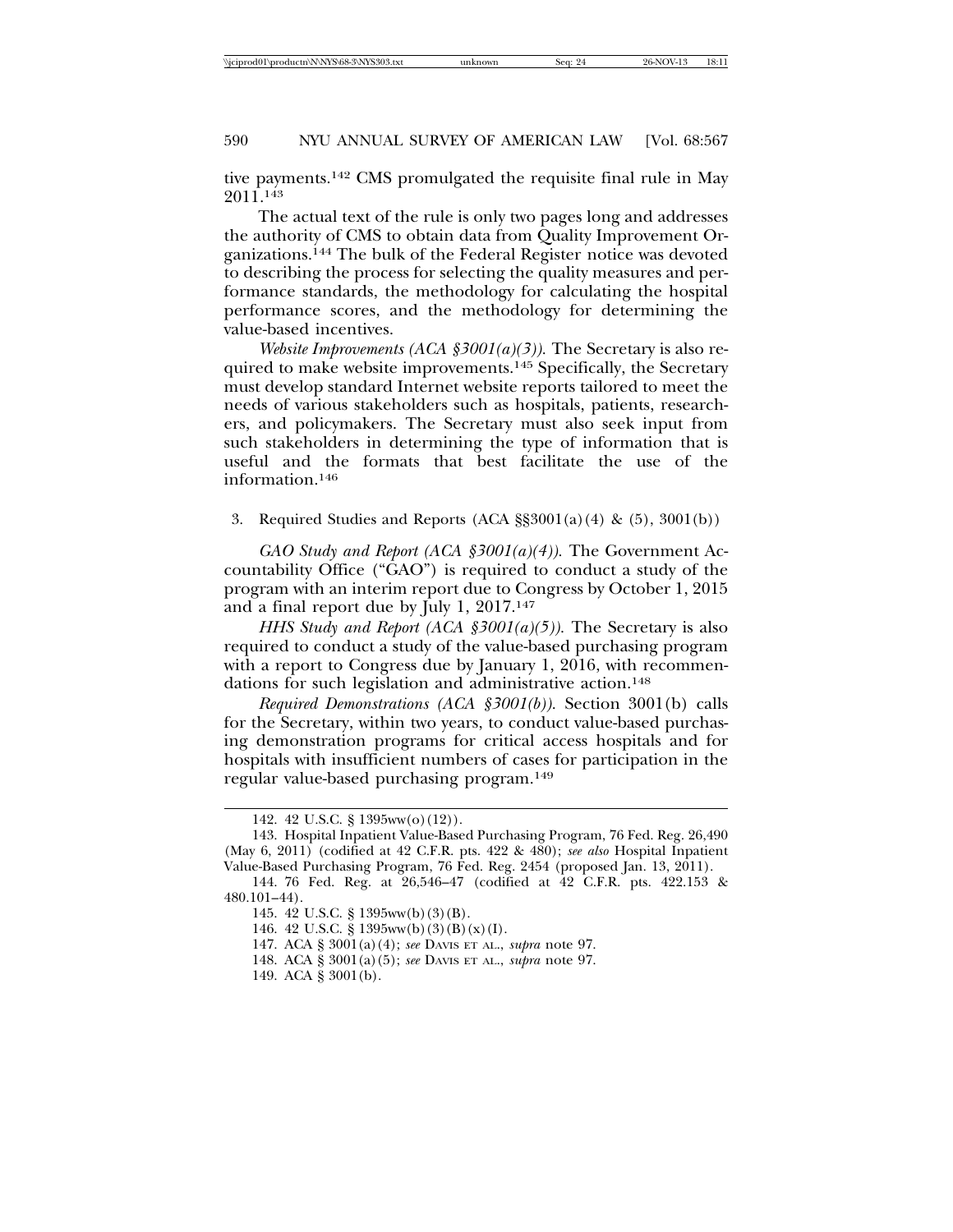tive payments.[142] CMS promulgated the requisite final rule in May 2011.[143]

The actual text of the rule is only two pages long and addresses the authority of CMS to obtain data from Quality Improvement Organizations.[144] The bulk of the Federal Register notice was devoted to describing the process for selecting the quality measures and performance standards, the methodology for calculating the hospital performance scores, and the methodology for determining the value-based incentives.

*Website Improvements (ACA §3001(a)(3))*. The Secretary is also required to make website improvements.[145] Specifically, the Secretary must develop standard Internet website reports tailored to meet the needs of various stakeholders such as hospitals, patients, researchers, and policymakers. The Secretary must also seek input from such stakeholders in determining the type of information that is useful and the formats that best facilitate the use of the information.[146]

### 3. Required Studies and Reports (ACA §§3001(a)(4) & (5), 3001(b))

*GAO Study and Report (ACA §3001(a)(4))*. The Government Accountability Office ("GAO") is required to conduct a study of the program with an interim report due to Congress by October 1, 2015 and a final report due by July 1, 2017.[147]

*HHS Study and Report (ACA §3001(a)(5))*. The Secretary is also required to conduct a study of the value-based purchasing program with a report to Congress due by January 1, 2016, with recommendations for such legislation and administrative action.[148]

*Required Demonstrations (ACA §3001(b))*. Section 3001(b) calls for the Secretary, within two years, to conduct value-based purchasing demonstration programs for critical access hospitals and for hospitals with insufficient numbers of cases for participation in the regular value-based purchasing program.[149]

---

142. 42 U.S.C. § 1395ww(o)(12)).

143. Hospital Inpatient Value-Based Purchasing Program, 76 Fed. Reg. 26,490 (May 6, 2011) (codified at 42 C.F.R. pts. 422 & 480); *see also* Hospital Inpatient Value-Based Purchasing Program, 76 Fed. Reg. 2454 (proposed Jan. 13, 2011).

144. 76 Fed. Reg. at 26,546–47 (codified at 42 C.F.R. pts. 422.153 & 480.101–44).

145. 42 U.S.C. § 1395ww(b)(3)(B).

146. 42 U.S.C. § 1395ww(b)(3)(B)(x)(I).

147. ACA § 3001(a)(4); *see* DAVIS ET AL., *supra* note 97.

148. ACA § 3001(a)(5); *see* DAVIS ET AL., *supra* note 97.

149. ACA § 3001(b).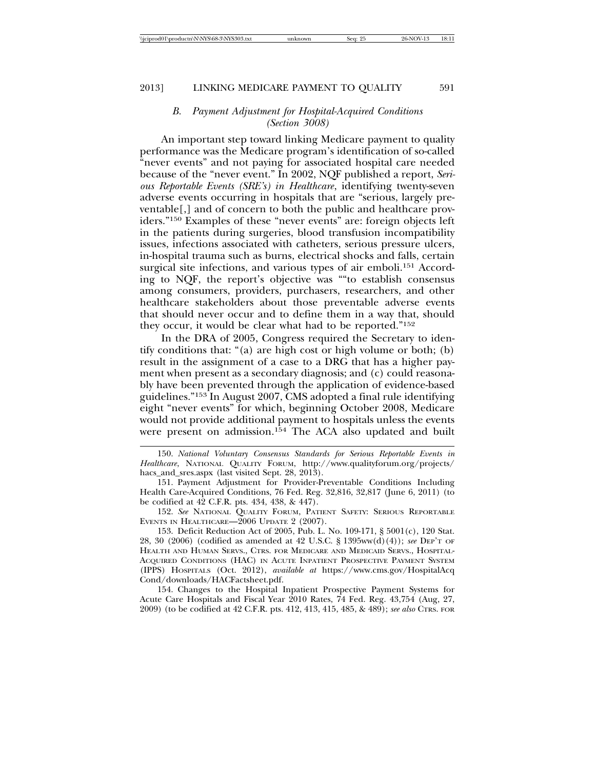### B. *Payment Adjustment for Hospital-Acquired Conditions (Section 3008)*

An important step toward linking Medicare payment to quality performance was the Medicare program's identification of so-called "never events" and not paying for associated hospital care needed because of the "never event." In 2002, NQF published a report, *Serious Reportable Events (SRE's) in Healthcare*, identifying twenty-seven adverse events occurring in hospitals that are "serious, largely preventable[,] and of concern to both the public and healthcare providers."[150] Examples of these "never events" are: foreign objects left in the patients during surgeries, blood transfusion incompatibility issues, infections associated with catheters, serious pressure ulcers, in-hospital trauma such as burns, electrical shocks and falls, certain surgical site infections, and various types of air emboli.[151] According to NQF, the report's objective was ""to establish consensus among consumers, providers, purchasers, researchers, and other healthcare stakeholders about those preventable adverse events that should never occur and to define them in a way that, should they occur, it would be clear what had to be reported."[152]

In the DRA of 2005, Congress required the Secretary to identify conditions that: "(a) are high cost or high volume or both; (b) result in the assignment of a case to a DRG that has a higher payment when present as a secondary diagnosis; and (c) could reasonably have been prevented through the application of evidence-based guidelines."[153] In August 2007, CMS adopted a final rule identifying eight "never events" for which, beginning October 2008, Medicare would not provide additional payment to hospitals unless the events were present on admission.[154] The ACA also updated and built

---

150. *National Voluntary Consensus Standards for Serious Reportable Events in Healthcare*, NATIONAL QUALITY FORUM, http://www.qualityforum.org/projects/hacs_and_sres.aspx (last visited Sept. 28, 2013).

151. Payment Adjustment for Provider-Preventable Conditions Including Health Care-Acquired Conditions, 76 Fed. Reg. 32,816, 32,817 (June 6, 2011) (to be codified at 42 C.F.R. pts. 434, 438, & 447).

152. *See* NATIONAL QUALITY FORUM, PATIENT SAFETY: SERIOUS REPORTABLE EVENTS IN HEALTHCARE—2006 UPDATE 2 (2007).

153. Deficit Reduction Act of 2005, Pub. L. No. 109-171, § 5001(c), 120 Stat. 28, 30 (2006) (codified as amended at 42 U.S.C. § 1395ww(d)(4)); *see* DEP'T OF HEALTH AND HUMAN SERVS., CTRS. FOR MEDICARE AND MEDICAID SERVS., HOSPITAL-ACQUIRED CONDITIONS (HAC) IN ACUTE INPATIENT PROSPECTIVE PAYMENT SYSTEM (IPPS) HOSPITALS (Oct. 2012), *available at* https://www.cms.gov/HospitalAcqCond/downloads/HACFactsheet.pdf.

154. Changes to the Hospital Inpatient Prospective Payment Systems for Acute Care Hospitals and Fiscal Year 2010 Rates, 74 Fed. Reg. 43,754 (Aug, 27, 2009) (to be codified at 42 C.F.R. pts. 412, 413, 415, 485, & 489); *see also* CTRS. FOR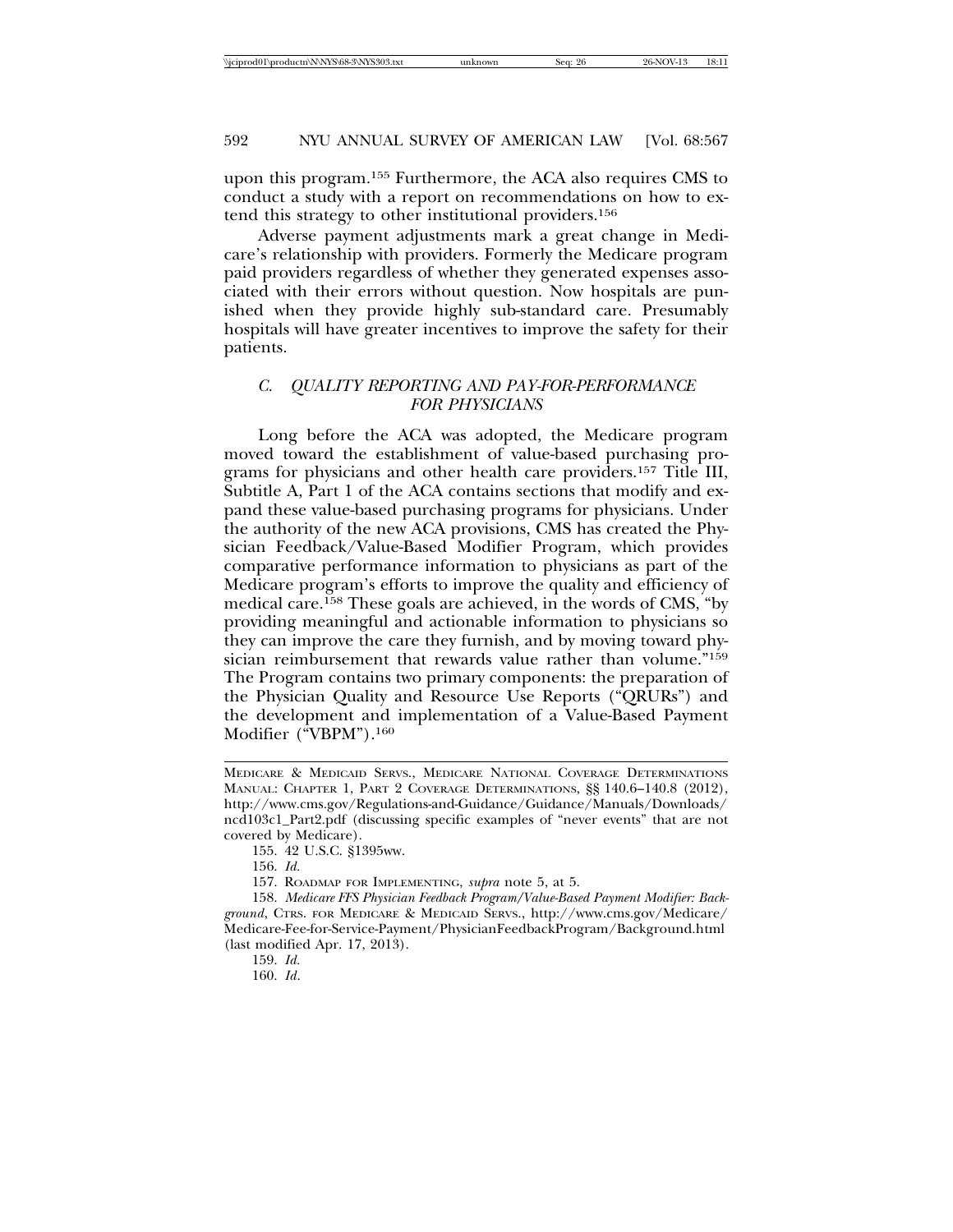upon this program.[155] Furthermore, the ACA also requires CMS to conduct a study with a report on recommendations on how to extend this strategy to other institutional providers.[156]

Adverse payment adjustments mark a great change in Medicare's relationship with providers. Formerly the Medicare program paid providers regardless of whether they generated expenses associated with their errors without question. Now hospitals are punished when they provide highly sub-standard care. Presumably hospitals will have greater incentives to improve the safety for their patients.

### C. QUALITY REPORTING AND PAY-FOR-PERFORMANCE FOR PHYSICIANS

Long before the ACA was adopted, the Medicare program moved toward the establishment of value-based purchasing programs for physicians and other health care providers.[157] Title III, Subtitle A, Part 1 of the ACA contains sections that modify and expand these value-based purchasing programs for physicians. Under the authority of the new ACA provisions, CMS has created the Physician Feedback/Value-Based Modifier Program, which provides comparative performance information to physicians as part of the Medicare program's efforts to improve the quality and efficiency of medical care.[158] These goals are achieved, in the words of CMS, "by providing meaningful and actionable information to physicians so they can improve the care they furnish, and by moving toward physician reimbursement that rewards value rather than volume."[159] The Program contains two primary components: the preparation of the Physician Quality and Resource Use Reports ("QRURs") and the development and implementation of a Value-Based Payment Modifier ("VBPM").[160]

---

MEDICARE & MEDICAID SERVS., MEDICARE NATIONAL COVERAGE DETERMINATIONS MANUAL: CHAPTER 1, PART 2 COVERAGE DETERMINATIONS, §§ 140.6–140.8 (2012), http://www.cms.gov/Regulations-and-Guidance/Guidance/Manuals/Downloads/ncd103c1_Part2.pdf (discussing specific examples of "never events" that are not covered by Medicare).

155. 42 U.S.C. §1395ww.

156. *Id.*

157. ROADMAP FOR IMPLEMENTING, *supra* note 5, at 5.

158. *Medicare FFS Physician Feedback Program/Value-Based Payment Modifier: Background*, CTRS. FOR MEDICARE & MEDICAID SERVS., http://www.cms.gov/Medicare/Medicare-Fee-for-Service-Payment/PhysicianFeedbackProgram/Background.html (last modified Apr. 17, 2013).

159. *Id.*

160. *Id*.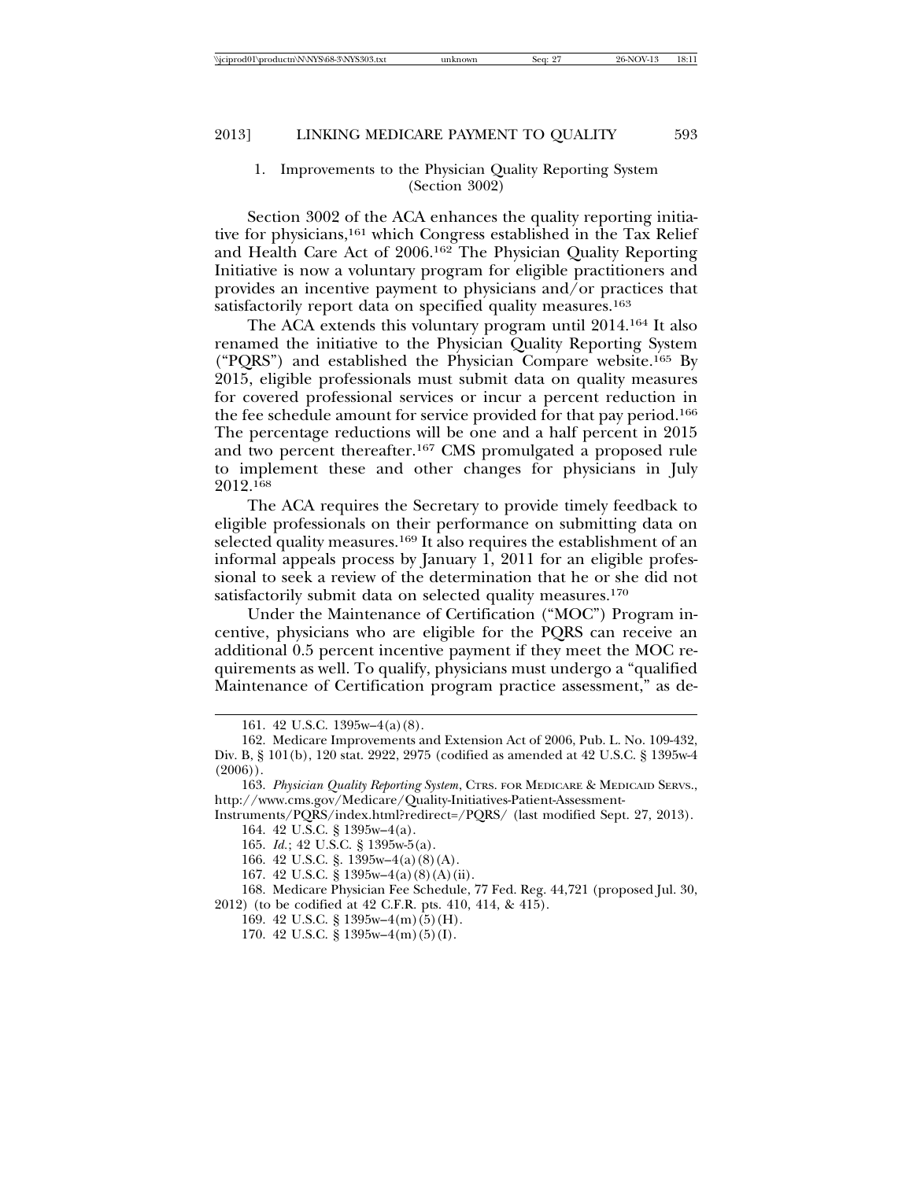### 1. Improvements to the Physician Quality Reporting System (Section 3002)

Section 3002 of the ACA enhances the quality reporting initiative for physicians,[161] which Congress established in the Tax Relief and Health Care Act of 2006.[162] The Physician Quality Reporting Initiative is now a voluntary program for eligible practitioners and provides an incentive payment to physicians and/or practices that satisfactorily report data on specified quality measures.[163]

The ACA extends this voluntary program until 2014.[164] It also renamed the initiative to the Physician Quality Reporting System ("PQRS") and established the Physician Compare website.[165] By 2015, eligible professionals must submit data on quality measures for covered professional services or incur a percent reduction in the fee schedule amount for service provided for that pay period.[166] The percentage reductions will be one and a half percent in 2015 and two percent thereafter.[167] CMS promulgated a proposed rule to implement these and other changes for physicians in July 2012.[168]

The ACA requires the Secretary to provide timely feedback to eligible professionals on their performance on submitting data on selected quality measures.[169] It also requires the establishment of an informal appeals process by January 1, 2011 for an eligible professional to seek a review of the determination that he or she did not satisfactorily submit data on selected quality measures.[170]

Under the Maintenance of Certification ("MOC") Program incentive, physicians who are eligible for the PQRS can receive an additional 0.5 percent incentive payment if they meet the MOC requirements as well. To qualify, physicians must undergo a "qualified Maintenance of Certification program practice assessment," as de-

---

161. 42 U.S.C. 1395w–4(a)(8).

162. Medicare Improvements and Extension Act of 2006, Pub. L. No. 109-432, Div. B, § 101(b), 120 stat. 2922, 2975 (codified as amended at 42 U.S.C. § 1395w-4 (2006)).

163. *Physician Quality Reporting System*, CTRS. FOR MEDICARE & MEDICAID SERVS., http://www.cms.gov/Medicare/Quality-Initiatives-Patient-Assessment-Instruments/PQRS/index.html?redirect=/PQRS/ (last modified Sept. 27, 2013).

164. 42 U.S.C. § 1395w–4(a).

165. *Id.*; 42 U.S.C. § 1395w-5(a).

166. 42 U.S.C. §. 1395w–4(a)(8)(A).

167. 42 U.S.C. § 1395w–4(a)(8)(A)(ii).

168. Medicare Physician Fee Schedule, 77 Fed. Reg. 44,721 (proposed Jul. 30, 2012) (to be codified at 42 C.F.R. pts. 410, 414, & 415).

169. 42 U.S.C. § 1395w–4(m)(5)(H).

170. 42 U.S.C. § 1395w–4(m)(5)(I).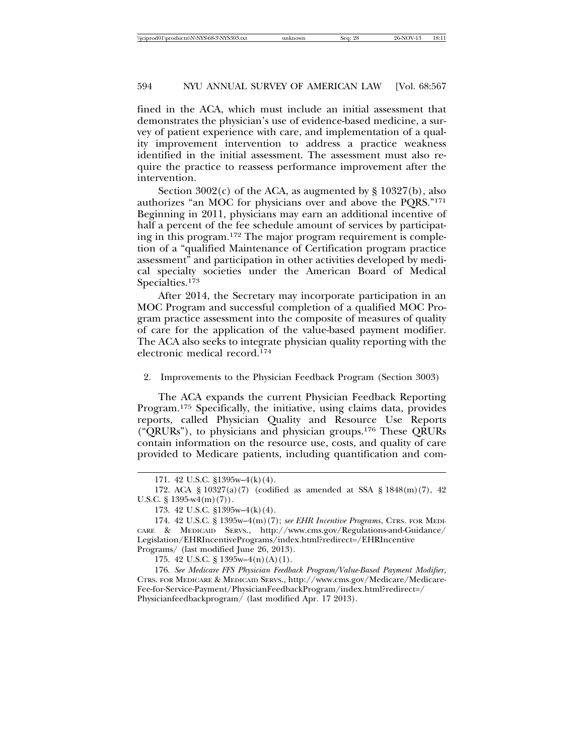fined in the ACA, which must include an initial assessment that demonstrates the physician's use of evidence-based medicine, a survey of patient experience with care, and implementation of a quality improvement intervention to address a practice weakness identified in the initial assessment. The assessment must also require the practice to reassess performance improvement after the intervention.

Section 3002(c) of the ACA, as augmented by § 10327(b), also authorizes "an MOC for physicians over and above the PQRS."[171] Beginning in 2011, physicians may earn an additional incentive of half a percent of the fee schedule amount of services by participating in this program.[172] The major program requirement is completion of a "qualified Maintenance of Certification program practice assessment" and participation in other activities developed by medical specialty societies under the American Board of Medical Specialties.[173]

After 2014, the Secretary may incorporate participation in an MOC Program and successful completion of a qualified MOC Program practice assessment into the composite of measures of quality of care for the application of the value-based payment modifier. The ACA also seeks to integrate physician quality reporting with the electronic medical record.[174]

### 2. Improvements to the Physician Feedback Program (Section 3003)

The ACA expands the current Physician Feedback Reporting Program.[175] Specifically, the initiative, using claims data, provides reports, called Physician Quality and Resource Use Reports ("QRURs"), to physicians and physician groups.[176] These QRURs contain information on the resource use, costs, and quality of care provided to Medicare patients, including quantification and com-

---

171. 42 U.S.C. §1395w–4(k)(4).

172. ACA § 10327(a)(7) (codified as amended at SSA § 1848(m)(7), 42 U.S.C. § 1395-w4(m)(7)).

173. 42 U.S.C. §1395w–4(k)(4).

174. 42 U.S.C. § 1395w–4(m)(7); *see EHR Incentive Programs*, CTRS. FOR MEDICARE & MEDICAID SERVS., http://www.cms.gov/Regulations-and-Guidance/Legislation/EHRIncentivePrograms/index.html?redirect=/EHRIncentivePrograms/ (last modified June 26, 2013).

175. 42 U.S.C. § 1395w–4(n)(A)(1).

176. *See Medicare FFS Physician Feedback Program/Value-Based Payment Modifier*, CTRS. FOR MEDICARE & MEDICAID SERVS., http://www.cms.gov/Medicare/Medicare-Fee-for-Service-Payment/PhysicianFeedbackProgram/index.html?redirect=/Physicianfeedbackprogram/ (last modified Apr. 17 2013).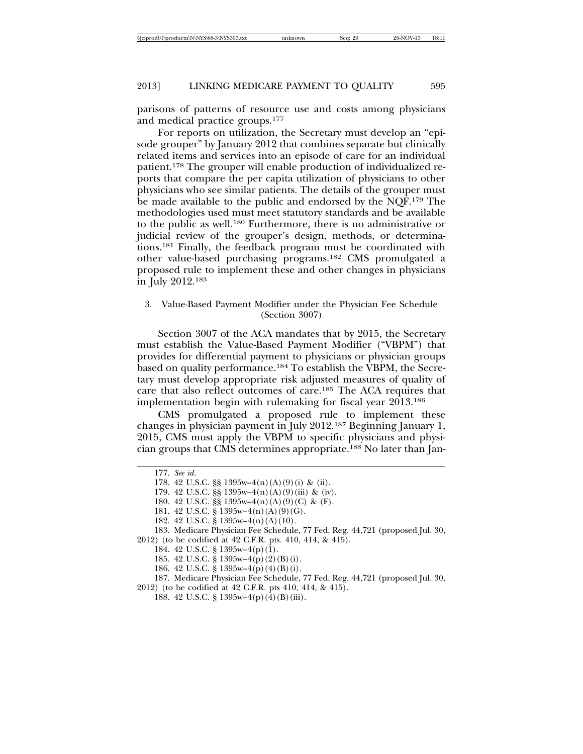parisons of patterns of resource use and costs among physicians and medical practice groups.[177]

For reports on utilization, the Secretary must develop an "episode grouper" by January 2012 that combines separate but clinically related items and services into an episode of care for an individual patient.[178] The grouper will enable production of individualized reports that compare the per capita utilization of physicians to other physicians who see similar patients. The details of the grouper must be made available to the public and endorsed by the NQF.[179] The methodologies used must meet statutory standards and be available to the public as well.[180] Furthermore, there is no administrative or judicial review of the grouper's design, methods, or determinations.[181] Finally, the feedback program must be coordinated with other value-based purchasing programs.[182] CMS promulgated a proposed rule to implement these and other changes in physicians in July 2012.[183]

### 3. Value-Based Payment Modifier under the Physician Fee Schedule (Section 3007)

Section 3007 of the ACA mandates that by 2015, the Secretary must establish the Value-Based Payment Modifier ("VBPM") that provides for differential payment to physicians or physician groups based on quality performance.[184] To establish the VBPM, the Secretary must develop appropriate risk adjusted measures of quality of care that also reflect outcomes of care.[185] The ACA requires that implementation begin with rulemaking for fiscal year 2013.[186]

CMS promulgated a proposed rule to implement these changes in physician payment in July 2012.[187] Beginning January 1, 2015, CMS must apply the VBPM to specific physicians and physician groups that CMS determines appropriate.[188] No later than Jan-

---

177. *See id.*

178. 42 U.S.C. §§ 1395w–4(n)(A)(9)(i) & (ii).

179. 42 U.S.C. §§ 1395w–4(n)(A)(9)(iii) & (iv).

180. 42 U.S.C. §§ 1395w–4(n)(A)(9)(C) & (F).

181. 42 U.S.C. § 1395w–4(n)(A)(9)(G).

182. 42 U.S.C. § 1395w–4(n)(A)(10).

183. Medicare Physician Fee Schedule, 77 Fed. Reg. 44,721 (proposed Jul. 30, 2012) (to be codified at 42 C.F.R. pts. 410, 414, & 415).

184. 42 U.S.C. § 1395w–4(p)(1).

185. 42 U.S.C. § 1395w–4(p)(2)(B)(i).

186. 42 U.S.C. § 1395w–4(p)(4)(B)(i).

187. Medicare Physician Fee Schedule, 77 Fed. Reg. 44,721 (proposed Jul. 30, 2012) (to be codified at 42 C.F.R pts 410, 414, & 415).

188. 42 U.S.C. § 1395w–4(p)(4)(B)(iii).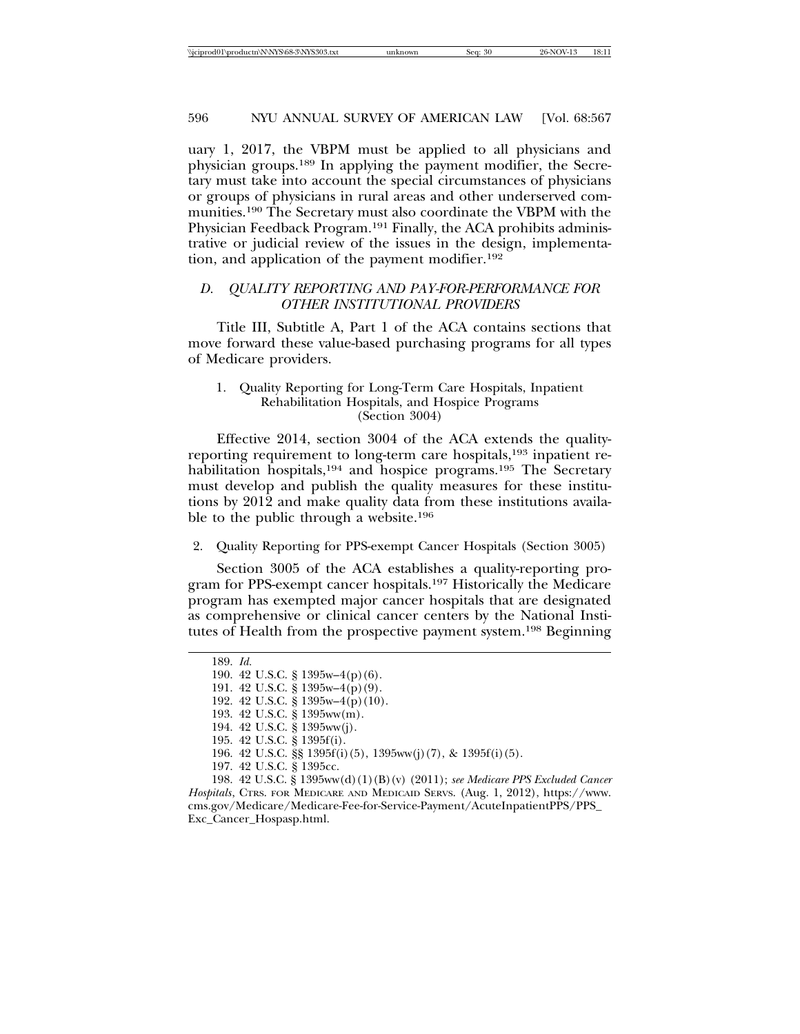uary 1, 2017, the VBPM must be applied to all physicians and physician groups.[189] In applying the payment modifier, the Secretary must take into account the special circumstances of physicians or groups of physicians in rural areas and other underserved communities.[190] The Secretary must also coordinate the VBPM with the Physician Feedback Program.[191] Finally, the ACA prohibits administrative or judicial review of the issues in the design, implementation, and application of the payment modifier.[192]

### *D. QUALITY REPORTING AND PAY-FOR-PERFORMANCE FOR OTHER INSTITUTIONAL PROVIDERS*

Title III, Subtitle A, Part 1 of the ACA contains sections that move forward these value-based purchasing programs for all types of Medicare providers.

#### 1. Quality Reporting for Long-Term Care Hospitals, Inpatient Rehabilitation Hospitals, and Hospice Programs (Section 3004)

Effective 2014, section 3004 of the ACA extends the quality-reporting requirement to long-term care hospitals,[193] inpatient rehabilitation hospitals,[194] and hospice programs.[195] The Secretary must develop and publish the quality measures for these institutions by 2012 and make quality data from these institutions available to the public through a website.[196]

#### 2. Quality Reporting for PPS-exempt Cancer Hospitals (Section 3005)

Section 3005 of the ACA establishes a quality-reporting program for PPS-exempt cancer hospitals.[197] Historically the Medicare program has exempted major cancer hospitals that are designated as comprehensive or clinical cancer centers by the National Institutes of Health from the prospective payment system.[198] Beginning

---

189. *Id.*

190. 42 U.S.C. § 1395w–4(p)(6).

191. 42 U.S.C. § 1395w–4(p)(9).

192. 42 U.S.C. § 1395w–4(p)(10).

193. 42 U.S.C. § 1395ww(m).

194. 42 U.S.C. § 1395ww(j).

195. 42 U.S.C. § 1395f(i).

196. 42 U.S.C. §§ 1395f(i)(5), 1395ww(j)(7), & 1395f(i)(5).

197. 42 U.S.C. § 1395cc.

198. 42 U.S.C. § 1395ww(d)(1)(B)(v) (2011); *see Medicare PPS Excluded Cancer Hospitals*, CTRS. FOR MEDICARE AND MEDICAID SERVS. (Aug. 1, 2012), https://www.cms.gov/Medicare/Medicare-Fee-for-Service-Payment/AcuteInpatientPPS/PPS_Exc_Cancer_Hospasp.html.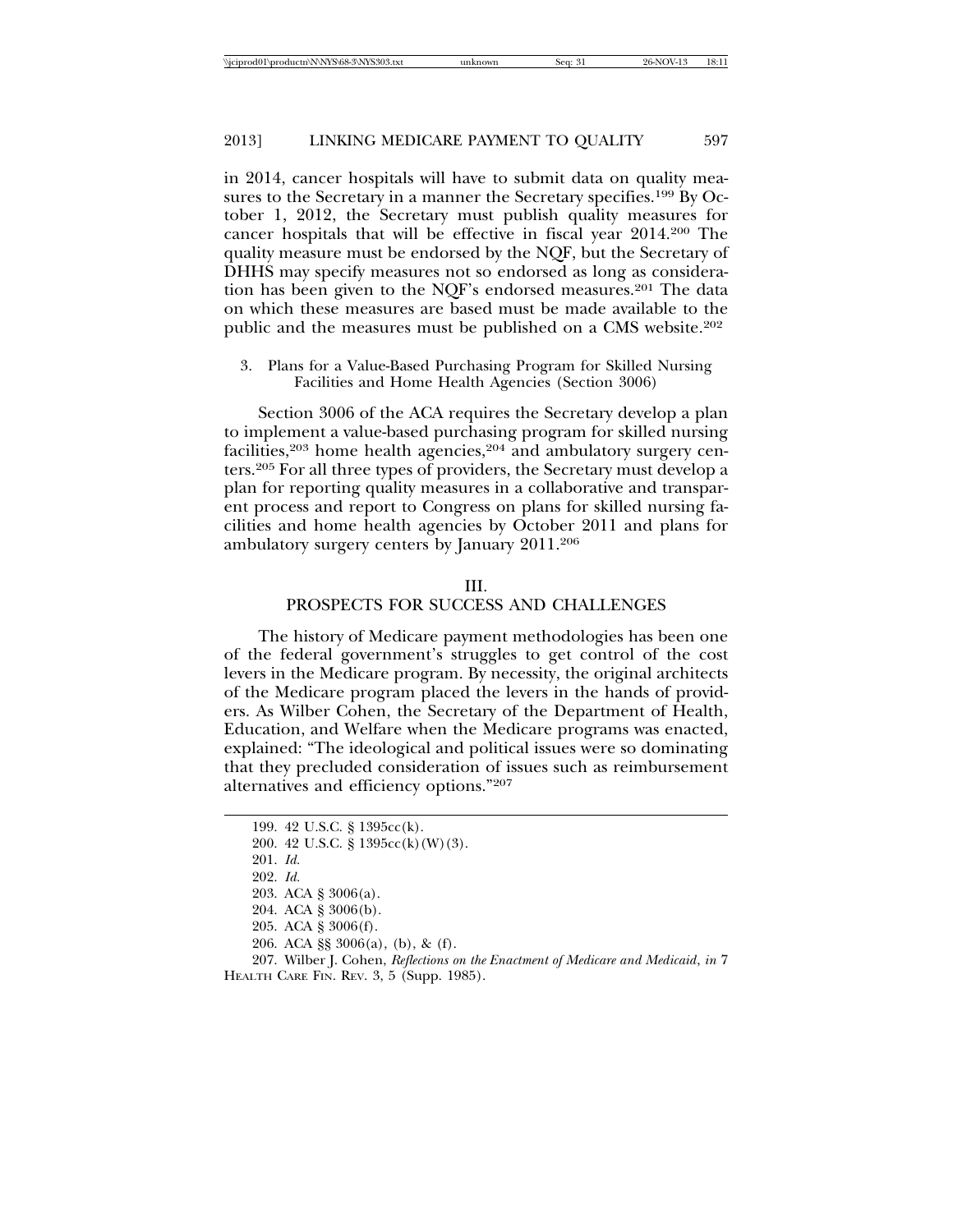in 2014, cancer hospitals will have to submit data on quality measures to the Secretary in a manner the Secretary specifies.[199] By October 1, 2012, the Secretary must publish quality measures for cancer hospitals that will be effective in fiscal year 2014.[200] The quality measure must be endorsed by the NQF, but the Secretary of DHHS may specify measures not so endorsed as long as consideration has been given to the NQF's endorsed measures.[201] The data on which these measures are based must be made available to the public and the measures must be published on a CMS website.[202]

### 3. Plans for a Value-Based Purchasing Program for Skilled Nursing Facilities and Home Health Agencies (Section 3006)

Section 3006 of the ACA requires the Secretary develop a plan to implement a value-based purchasing program for skilled nursing facilities,[203] home health agencies,[204] and ambulatory surgery centers.[205] For all three types of providers, the Secretary must develop a plan for reporting quality measures in a collaborative and transparent process and report to Congress on plans for skilled nursing facilities and home health agencies by October 2011 and plans for ambulatory surgery centers by January 2011.[206]

## III. PROSPECTS FOR SUCCESS AND CHALLENGES

The history of Medicare payment methodologies has been one of the federal government's struggles to get control of the cost levers in the Medicare program. By necessity, the original architects of the Medicare program placed the levers in the hands of providers. As Wilber Cohen, the Secretary of the Department of Health, Education, and Welfare when the Medicare programs was enacted, explained: "The ideological and political issues were so dominating that they precluded consideration of issues such as reimbursement alternatives and efficiency options."[207]

199. 42 U.S.C. § 1395cc(k).

200. 42 U.S.C. § 1395cc(k)(W)(3).

201. *Id.*

202. *Id.*

203. ACA § 3006(a).

204. ACA § 3006(b).

205. ACA § 3006(f).

206. ACA §§ 3006(a), (b), & (f).

207. Wilber J. Cohen, *Reflections on the Enactment of Medicare and Medicaid*, *in* 7 HEALTH CARE FIN. REV. 3, 5 (Supp. 1985).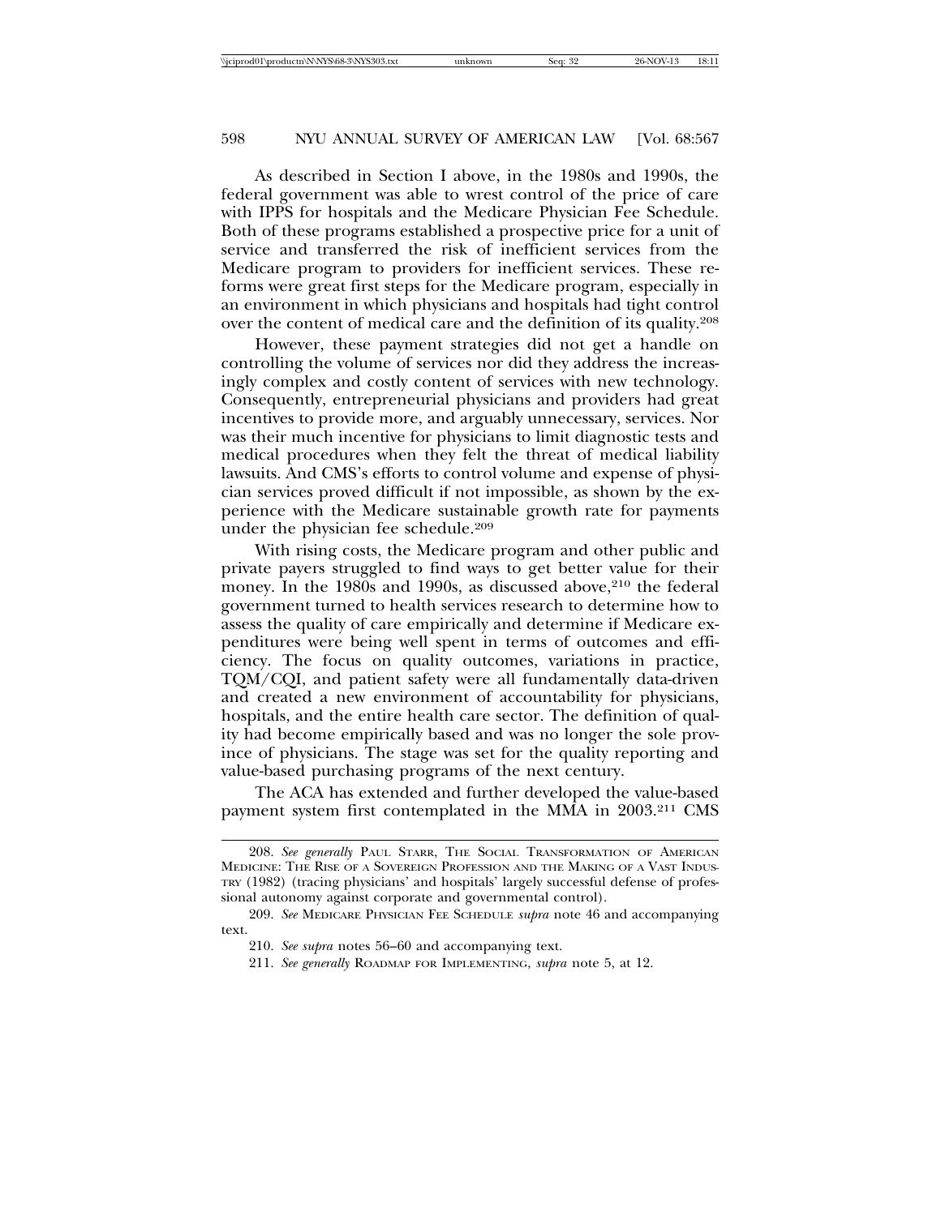As described in Section I above, in the 1980s and 1990s, the federal government was able to wrest control of the price of care with IPPS for hospitals and the Medicare Physician Fee Schedule. Both of these programs established a prospective price for a unit of service and transferred the risk of inefficient services from the Medicare program to providers for inefficient services. These reforms were great first steps for the Medicare program, especially in an environment in which physicians and hospitals had tight control over the content of medical care and the definition of its quality.[208]

However, these payment strategies did not get a handle on controlling the volume of services nor did they address the increasingly complex and costly content of services with new technology. Consequently, entrepreneurial physicians and providers had great incentives to provide more, and arguably unnecessary, services. Nor was their much incentive for physicians to limit diagnostic tests and medical procedures when they felt the threat of medical liability lawsuits. And CMS's efforts to control volume and expense of physician services proved difficult if not impossible, as shown by the experience with the Medicare sustainable growth rate for payments under the physician fee schedule.[209]

With rising costs, the Medicare program and other public and private payers struggled to find ways to get better value for their money. In the 1980s and 1990s, as discussed above,[210] the federal government turned to health services research to determine how to assess the quality of care empirically and determine if Medicare expenditures were being well spent in terms of outcomes and efficiency. The focus on quality outcomes, variations in practice, TQM/CQI, and patient safety were all fundamentally data-driven and created a new environment of accountability for physicians, hospitals, and the entire health care sector. The definition of quality had become empirically based and was no longer the sole province of physicians. The stage was set for the quality reporting and value-based purchasing programs of the next century.

The ACA has extended and further developed the value-based payment system first contemplated in the MMA in 2003.[211] CMS

---

208. *See generally* PAUL STARR, THE SOCIAL TRANSFORMATION OF AMERICAN MEDICINE: THE RISE OF A SOVEREIGN PROFESSION AND THE MAKING OF A VAST INDUSTRY (1982) (tracing physicians' and hospitals' largely successful defense of professional autonomy against corporate and governmental control).

209. *See* MEDICARE PHYSICIAN FEE SCHEDULE *supra* note 46 and accompanying text.

210. *See supra* notes 56–60 and accompanying text.

211. *See generally* ROADMAP FOR IMPLEMENTING, *supra* note 5, at 12.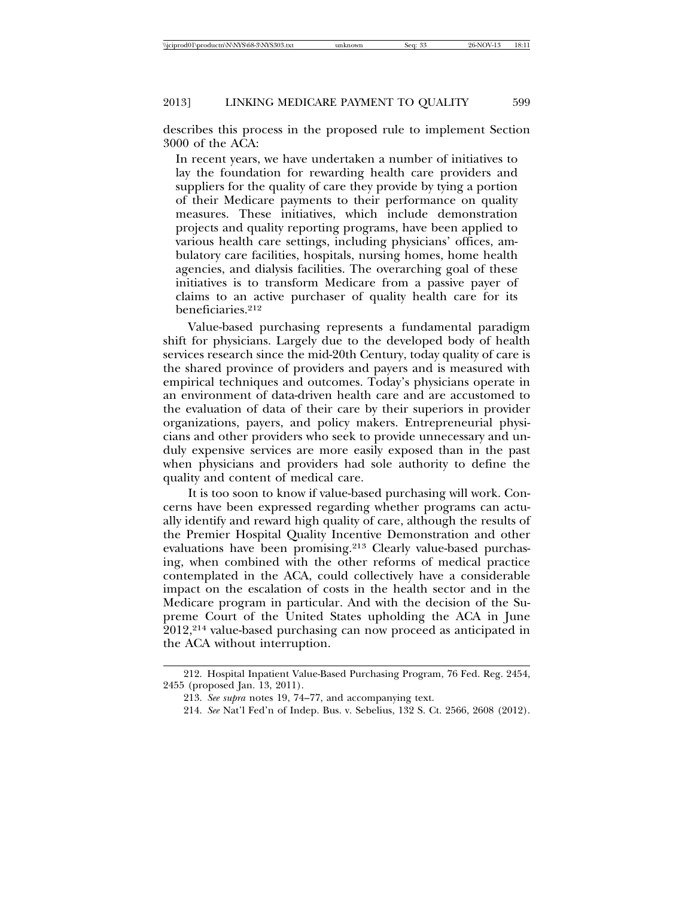describes this process in the proposed rule to implement Section 3000 of the ACA:

> In recent years, we have undertaken a number of initiatives to lay the foundation for rewarding health care providers and suppliers for the quality of care they provide by tying a portion of their Medicare payments to their performance on quality measures. These initiatives, which include demonstration projects and quality reporting programs, have been applied to various health care settings, including physicians' offices, ambulatory care facilities, hospitals, nursing homes, home health agencies, and dialysis facilities. The overarching goal of these initiatives is to transform Medicare from a passive payer of claims to an active purchaser of quality health care for its beneficiaries.[212]

Value-based purchasing represents a fundamental paradigm shift for physicians. Largely due to the developed body of health services research since the mid-20th Century, today quality of care is the shared province of providers and payers and is measured with empirical techniques and outcomes. Today's physicians operate in an environment of data-driven health care and are accustomed to the evaluation of data of their care by their superiors in provider organizations, payers, and policy makers. Entrepreneurial physicians and other providers who seek to provide unnecessary and unduly expensive services are more easily exposed than in the past when physicians and providers had sole authority to define the quality and content of medical care.

It is too soon to know if value-based purchasing will work. Concerns have been expressed regarding whether programs can actually identify and reward high quality of care, although the results of the Premier Hospital Quality Incentive Demonstration and other evaluations have been promising.[213] Clearly value-based purchasing, when combined with the other reforms of medical practice contemplated in the ACA, could collectively have a considerable impact on the escalation of costs in the health sector and in the Medicare program in particular. And with the decision of the Supreme Court of the United States upholding the ACA in June 2012,[214] value-based purchasing can now proceed as anticipated in the ACA without interruption.

---

212. Hospital Inpatient Value-Based Purchasing Program, 76 Fed. Reg. 2454, 2455 (proposed Jan. 13, 2011).

213. *See supra* notes 19, 74–77, and accompanying text.

214. *See* Nat'l Fed'n of Indep. Bus. v. Sebelius, 132 S. Ct. 2566, 2608 (2012).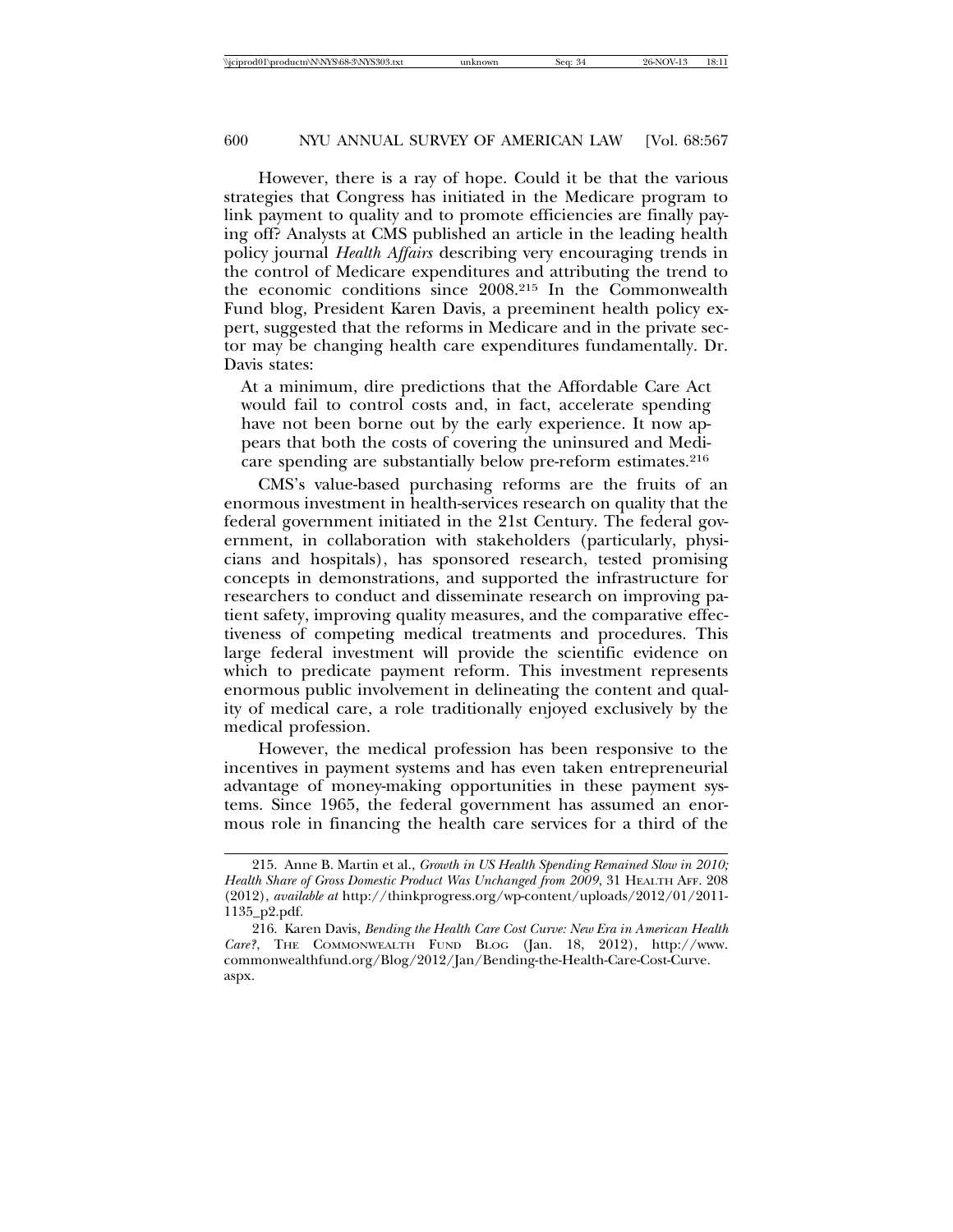However, there is a ray of hope. Could it be that the various strategies that Congress has initiated in the Medicare program to link payment to quality and to promote efficiencies are finally paying off? Analysts at CMS published an article in the leading health policy journal *Health Affairs* describing very encouraging trends in the control of Medicare expenditures and attributing the trend to the economic conditions since 2008.[215] In the Commonwealth Fund blog, President Karen Davis, a preeminent health policy expert, suggested that the reforms in Medicare and in the private sector may be changing health care expenditures fundamentally. Dr. Davis states:

> At a minimum, dire predictions that the Affordable Care Act would fail to control costs and, in fact, accelerate spending have not been borne out by the early experience. It now appears that both the costs of covering the uninsured and Medicare spending are substantially below pre-reform estimates.[216]

CMS's value-based purchasing reforms are the fruits of an enormous investment in health-services research on quality that the federal government initiated in the 21st Century. The federal government, in collaboration with stakeholders (particularly, physicians and hospitals), has sponsored research, tested promising concepts in demonstrations, and supported the infrastructure for researchers to conduct and disseminate research on improving patient safety, improving quality measures, and the comparative effectiveness of competing medical treatments and procedures. This large federal investment will provide the scientific evidence on which to predicate payment reform. This investment represents enormous public involvement in delineating the content and quality of medical care, a role traditionally enjoyed exclusively by the medical profession.

However, the medical profession has been responsive to the incentives in payment systems and has even taken entrepreneurial advantage of money-making opportunities in these payment systems. Since 1965, the federal government has assumed an enormous role in financing the health care services for a third of the

---

215. Anne B. Martin et al., *Growth in US Health Spending Remained Slow in 2010; Health Share of Gross Domestic Product Was Unchanged from 2009*, 31 HEALTH AFF. 208 (2012), *available at* http://thinkprogress.org/wp-content/uploads/2012/01/2011-1135_p2.pdf.

216. Karen Davis, *Bending the Health Care Cost Curve: New Era in American Health Care?*, THE COMMONWEALTH FUND BLOG (Jan. 18, 2012), http://www.commonwealthfund.org/Blog/2012/Jan/Bending-the-Health-Care-Cost-Curve.aspx.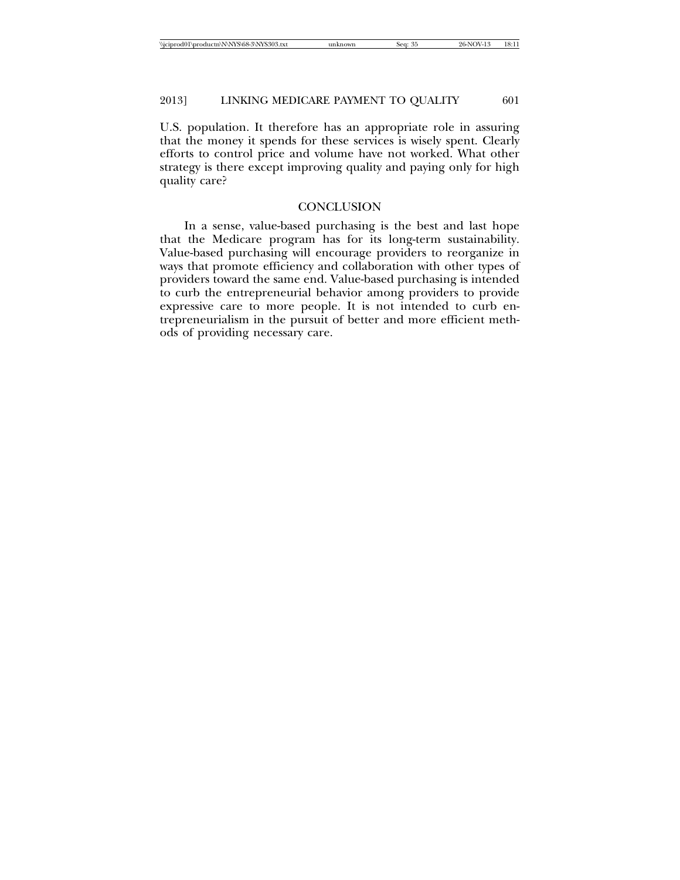U.S. population. It therefore has an appropriate role in assuring that the money it spends for these services is wisely spent. Clearly efforts to control price and volume have not worked. What other strategy is there except improving quality and paying only for high quality care?

## CONCLUSION

In a sense, value-based purchasing is the best and last hope that the Medicare program has for its long-term sustainability. Value-based purchasing will encourage providers to reorganize in ways that promote efficiency and collaboration with other types of providers toward the same end. Value-based purchasing is intended to curb the entrepreneurial behavior among providers to provide expressive care to more people. It is not intended to curb entrepreneurialism in the pursuit of better and more efficient methods of providing necessary care.